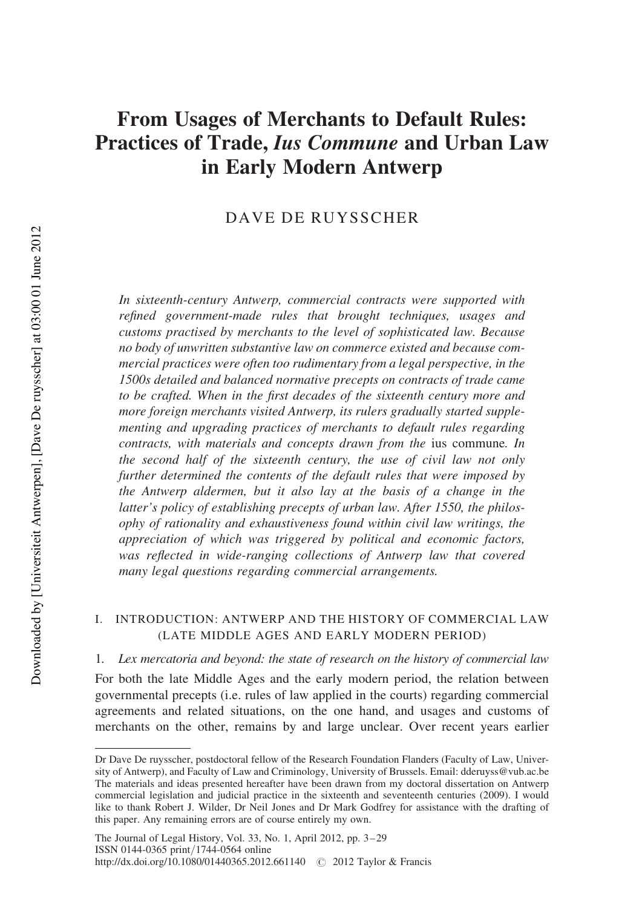# From Usages of Merchants to Default Rules: Practices of Trade, *Ius Commune* and Urban Law in Early Modern Antwerp

DAVE DE RUYSSCHER

*In sixteenth-century Antwerp, commercial contracts were supported with refined government-made rules that brought techniques, usages and customs practised by merchants to the level of sophisticated law. Because no body of unwritten substantive law on commerce existed and because commercial practices were often too rudimentary from a legal perspective, in the 1500s detailed and balanced normative precepts on contracts of trade came to be crafted. When in the first decades of the sixteenth century more and more foreign merchants visited Antwerp, its rulers gradually started supplementing and upgrading practices of merchants to default rules regarding contracts, with materials and concepts drawn from the* ius commune*. In the second half of the sixteenth century, the use of civil law not only further determined the contents of the default rules that were imposed by the Antwerp aldermen, but it also lay at the basis of a change in the latter's policy of establishing precepts of urban law. After 1550, the philosophy of rationality and exhaustiveness found within civil law writings, the appreciation of which was triggered by political and economic factors, was reflected in wide-ranging collections of Antwerp law that covered many legal questions regarding commercial arrangements.*

## I. INTRODUCTION: ANTWERP AND THE HISTORY OF COMMERCIAL LAW (LATE MIDDLE AGES AND EARLY MODERN PERIOD)

### 1. *Lex mercatoria and beyond: the state of research on the history of commercial law*

For both the late Middle Ages and the early modern period, the relation between governmental precepts (i.e. rules of law applied in the courts) regarding commercial agreements and related situations, on the one hand, and usages and customs of merchants on the other, remains by and large unclear. Over recent years earlier

---

Dr Dave De ruysscher, postdoctoral fellow of the Research Foundation Flanders (Faculty of Law, University of Antwerp), and Faculty of Law and Criminology, University of Brussels. Email: dderuyss@vub.ac.be The materials and ideas presented hereafter have been drawn from my doctoral dissertation on Antwerp commercial legislation and judicial practice in the sixteenth and seventeenth centuries (2009). I would like to thank Robert J. Wilder, Dr Neil Jones and Dr Mark Godfrey for assistance with the drafting of this paper. Any remaining errors are of course entirely my own.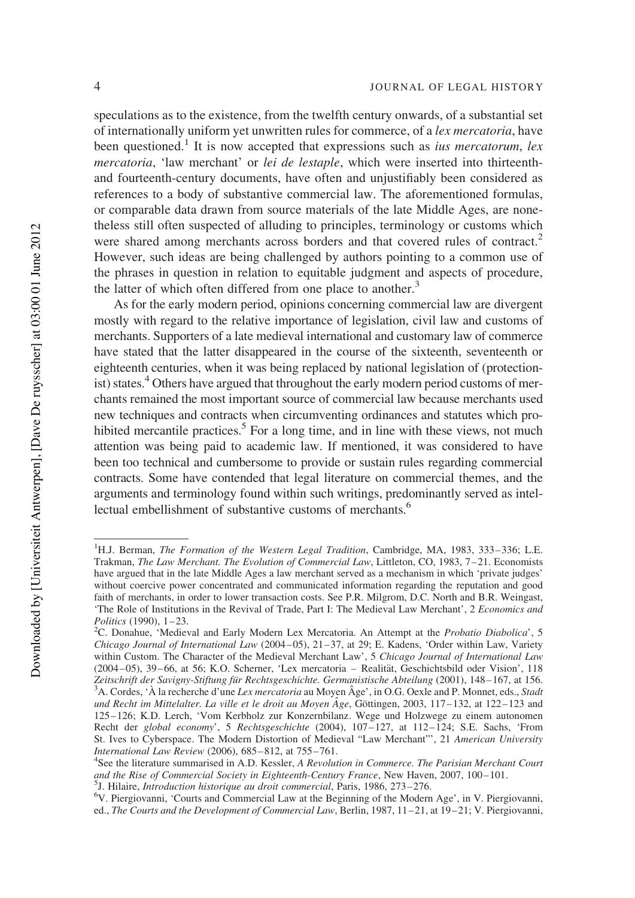speculations as to the existence, from the twelfth century onwards, of a substantial set of internationally uniform yet unwritten rules for commerce, of a *lex mercatoria*, have been questioned.[1] It is now accepted that expressions such as *ius mercatorum*, *lex mercatoria*, 'law merchant' or *lei de lestaple*, which were inserted into thirteenth- and fourteenth-century documents, have often and unjustifiably been considered as references to a body of substantive commercial law. The aforementioned formulas, or comparable data drawn from source materials of the late Middle Ages, are nonetheless still often suspected of alluding to principles, terminology or customs which were shared among merchants across borders and that covered rules of contract.[2] However, such ideas are being challenged by authors pointing to a common use of the phrases in question in relation to equitable judgment and aspects of procedure, the latter of which often differed from one place to another.[3]

As for the early modern period, opinions concerning commercial law are divergent mostly with regard to the relative importance of legislation, civil law and customs of merchants. Supporters of a late medieval international and customary law of commerce have stated that the latter disappeared in the course of the sixteenth, seventeenth or eighteenth centuries, when it was being replaced by national legislation of (protectionist) states.[4] Others have argued that throughout the early modern period customs of merchants remained the most important source of commercial law because merchants used new techniques and contracts when circumventing ordinances and statutes which prohibited mercantile practices.[5] For a long time, and in line with these views, not much attention was being paid to academic law. If mentioned, it was considered to have been too technical and cumbersome to provide or sustain rules regarding commercial contracts. Some have contended that legal literature on commercial themes, and the arguments and terminology found within such writings, predominantly served as intellectual embellishment of substantive customs of merchants.[6]

---

[1] H.J. Berman, *The Formation of the Western Legal Tradition*, Cambridge, MA, 1983, 333–336; L.E. Trakman, *The Law Merchant. The Evolution of Commercial Law*, Littleton, CO, 1983, 7–21. Economists have argued that in the late Middle Ages a law merchant served as a mechanism in which 'private judges' without coercive power concentrated and communicated information regarding the reputation and good faith of merchants, in order to lower transaction costs. See P.R. Milgrom, D.C. North and B.R. Weingast, 'The Role of Institutions in the Revival of Trade, Part I: The Medieval Law Merchant', 2 *Economics and Politics* (1990), 1–23.

[2] C. Donahue, 'Medieval and Early Modern Lex Mercatoria. An Attempt at the *Probatio Diabolica*', 5 *Chicago Journal of International Law* (2004–05), 21–37, at 29; E. Kadens, 'Order within Law, Variety within Custom. The Character of the Medieval Merchant Law', 5 *Chicago Journal of International Law* (2004–05), 39–66, at 56; K.O. Scherner, 'Lex mercatoria – Realität, Geschichtsbild oder Vision', 118 *Zeitschrift der Savigny-Stiftung für Rechtsgeschichte. Germanistische Abteilung* (2001), 148–167, at 156.

[3] A. Cordes, 'À la recherche d'une *Lex mercatoria* au Moyen Âge', in O.G. Oexle and P. Monnet, eds., *Stadt und Recht im Mittelalter. La ville et le droit au Moyen Âge*, Göttingen, 2003, 117–132, at 122–123 and 125–126; K.D. Lerch, 'Vom Kerbholz zur Konzernbilanz. Wege und Holzwege zu einem autonomen Recht der *global economy*', 5 *Rechtsgeschichte* (2004), 107–127, at 112–124; S.E. Sachs, 'From St. Ives to Cyberspace. The Modern Distortion of Medieval "Law Merchant"', 21 *American University International Law Review* (2006), 685–812, at 755–761.

[4] See the literature summarised in A.D. Kessler, *A Revolution in Commerce. The Parisian Merchant Court and the Rise of Commercial Society in Eighteenth-Century France*, New Haven, 2007, 100–101.

[5] J. Hilaire, *Introduction historique au droit commercial*, Paris, 1986, 273–276.

[6] V. Piergiovanni, 'Courts and Commercial Law at the Beginning of the Modern Age', in V. Piergiovanni, ed., *The Courts and the Development of Commercial Law*, Berlin, 1987, 11–21, at 19–21; V. Piergiovanni,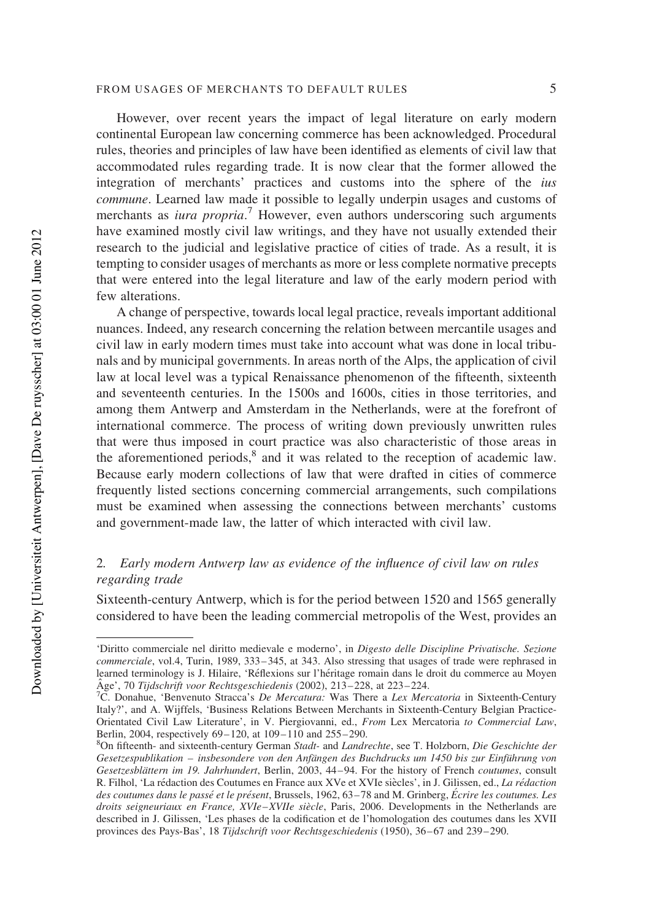However, over recent years the impact of legal literature on early modern continental European law concerning commerce has been acknowledged. Procedural rules, theories and principles of law have been identified as elements of civil law that accommodated rules regarding trade. It is now clear that the former allowed the integration of merchants' practices and customs into the sphere of the *ius commune*. Learned law made it possible to legally underpin usages and customs of merchants as *iura propria*.[7] However, even authors underscoring such arguments have examined mostly civil law writings, and they have not usually extended their research to the judicial and legislative practice of cities of trade. As a result, it is tempting to consider usages of merchants as more or less complete normative precepts that were entered into the legal literature and law of the early modern period with few alterations.

A change of perspective, towards local legal practice, reveals important additional nuances. Indeed, any research concerning the relation between mercantile usages and civil law in early modern times must take into account what was done in local tribunals and by municipal governments. In areas north of the Alps, the application of civil law at local level was a typical Renaissance phenomenon of the fifteenth, sixteenth and seventeenth centuries. In the 1500s and 1600s, cities in those territories, and among them Antwerp and Amsterdam in the Netherlands, were at the forefront of international commerce. The process of writing down previously unwritten rules that were thus imposed in court practice was also characteristic of those areas in the aforementioned periods,[8] and it was related to the reception of academic law. Because early modern collections of law that were drafted in cities of commerce frequently listed sections concerning commercial arrangements, such compilations must be examined when assessing the connections between merchants' customs and government-made law, the latter of which interacted with civil law.

## 2. *Early modern Antwerp law as evidence of the influence of civil law on rules regarding trade*

Sixteenth-century Antwerp, which is for the period between 1520 and 1565 generally considered to have been the leading commercial metropolis of the West, provides an

---

'Diritto commerciale nel diritto medievale e moderno', in *Digesto delle Discipline Privatische. Sezione commerciale*, vol.4, Turin, 1989, 333–345, at 343. Also stressing that usages of trade were rephrased in learned terminology is J. Hilaire, 'Réflexions sur l'héritage romain dans le droit du commerce au Moyen Âge', 70 *Tijdschrift voor Rechtsgeschiedenis* (2002), 213–228, at 223–224.

[7] C. Donahue, 'Benvenuto Stracca's *De Mercatura:* Was There a *Lex Mercatoria* in Sixteenth-Century Italy?', and A. Wijffels, 'Business Relations Between Merchants in Sixteenth-Century Belgian Practice-Orientated Civil Law Literature', in V. Piergiovanni, ed., *From* Lex Mercatoria *to Commercial Law*, Berlin, 2004, respectively 69–120, at 109–110 and 255–290.

[8] On fifteenth- and sixteenth-century German *Stadt-* and *Landrechte*, see T. Holzborn, *Die Geschichte der Gesetzespublikation – insbesondere von den Anfängen des Buchdrucks um 1450 bis zur Einführung von Gesetzesblättern im 19. Jahrhundert*, Berlin, 2003, 44–94. For the history of French *coutumes*, consult R. Filhol, 'La rédaction des Coutumes en France aux XVe et XVIe siècles', in J. Gilissen, ed., *La rédaction des coutumes dans le passé et le présent*, Brussels, 1962, 63–78 and M. Grinberg, *Écrire les coutumes. Les droits seigneuriaux en France, XVIe–XVIIe siècle*, Paris, 2006. Developments in the Netherlands are described in J. Gilissen, 'Les phases de la codification et de l'homologation des coutumes dans les XVII provinces des Pays-Bas', 18 *Tijdschrift voor Rechtsgeschiedenis* (1950), 36–67 and 239–290.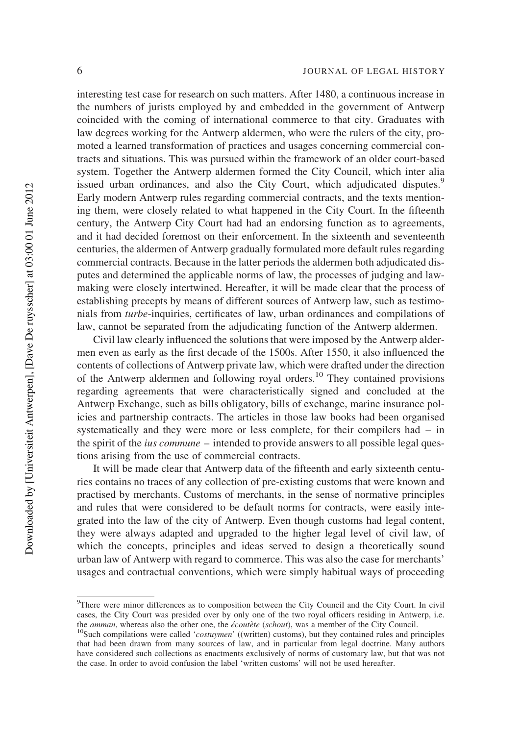interesting test case for research on such matters. After 1480, a continuous increase in the numbers of jurists employed by and embedded in the government of Antwerp coincided with the coming of international commerce to that city. Graduates with law degrees working for the Antwerp aldermen, who were the rulers of the city, promoted a learned transformation of practices and usages concerning commercial contracts and situations. This was pursued within the framework of an older court-based system. Together the Antwerp aldermen formed the City Council, which inter alia issued urban ordinances, and also the City Court, which adjudicated disputes.[9] Early modern Antwerp rules regarding commercial contracts, and the texts mentioning them, were closely related to what happened in the City Court. In the fifteenth century, the Antwerp City Court had had an endorsing function as to agreements, and it had decided foremost on their enforcement. In the sixteenth and seventeenth centuries, the aldermen of Antwerp gradually formulated more default rules regarding commercial contracts. Because in the latter periods the aldermen both adjudicated disputes and determined the applicable norms of law, the processes of judging and law-making were closely intertwined. Hereafter, it will be made clear that the process of establishing precepts by means of different sources of Antwerp law, such as testimonials from *turbe*-inquiries, certificates of law, urban ordinances and compilations of law, cannot be separated from the adjudicating function of the Antwerp aldermen.

Civil law clearly influenced the solutions that were imposed by the Antwerp aldermen even as early as the first decade of the 1500s. After 1550, it also influenced the contents of collections of Antwerp private law, which were drafted under the direction of the Antwerp aldermen and following royal orders.[10] They contained provisions regarding agreements that were characteristically signed and concluded at the Antwerp Exchange, such as bills obligatory, bills of exchange, marine insurance policies and partnership contracts. The articles in those law books had been organised systematically and they were more or less complete, for their compilers had – in the spirit of the *ius commune* – intended to provide answers to all possible legal questions arising from the use of commercial contracts.

It will be made clear that Antwerp data of the fifteenth and early sixteenth centuries contains no traces of any collection of pre-existing customs that were known and practised by merchants. Customs of merchants, in the sense of normative principles and rules that were considered to be default norms for contracts, were easily integrated into the law of the city of Antwerp. Even though customs had legal content, they were always adapted and upgraded to the higher legal level of civil law, of which the concepts, principles and ideas served to design a theoretically sound urban law of Antwerp with regard to commerce. This was also the case for merchants' usages and contractual conventions, which were simply habitual ways of proceeding

[9]There were minor differences as to composition between the City Council and the City Court. In civil cases, the City Court was presided over by only one of the two royal officers residing in Antwerp, i.e. the *amman*, whereas also the other one, the *écoutète* (*schout*), was a member of the City Council.

[10]Such compilations were called '*costuymen*' ((written) customs), but they contained rules and principles that had been drawn from many sources of law, and in particular from legal doctrine. Many authors have considered such collections as enactments exclusively of norms of customary law, but that was not the case. In order to avoid confusion the label 'written customs' will not be used hereafter.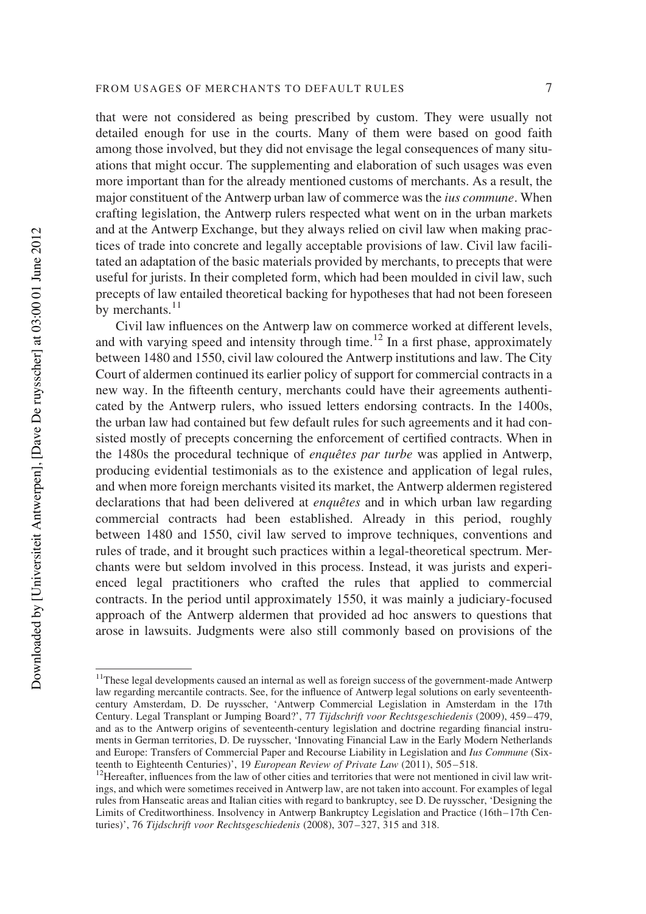that were not considered as being prescribed by custom. They were usually not detailed enough for use in the courts. Many of them were based on good faith among those involved, but they did not envisage the legal consequences of many situations that might occur. The supplementing and elaboration of such usages was even more important than for the already mentioned customs of merchants. As a result, the major constituent of the Antwerp urban law of commerce was the *ius commune*. When crafting legislation, the Antwerp rulers respected what went on in the urban markets and at the Antwerp Exchange, but they always relied on civil law when making practices of trade into concrete and legally acceptable provisions of law. Civil law facilitated an adaptation of the basic materials provided by merchants, to precepts that were useful for jurists. In their completed form, which had been moulded in civil law, such precepts of law entailed theoretical backing for hypotheses that had not been foreseen by merchants.[11]

Civil law influences on the Antwerp law on commerce worked at different levels, and with varying speed and intensity through time.[12] In a first phase, approximately between 1480 and 1550, civil law coloured the Antwerp institutions and law. The City Court of aldermen continued its earlier policy of support for commercial contracts in a new way. In the fifteenth century, merchants could have their agreements authenticated by the Antwerp rulers, who issued letters endorsing contracts. In the 1400s, the urban law had contained but few default rules for such agreements and it had consisted mostly of precepts concerning the enforcement of certified contracts. When in the 1480s the procedural technique of *enquêtes par turbe* was applied in Antwerp, producing evidential testimonials as to the existence and application of legal rules, and when more foreign merchants visited its market, the Antwerp aldermen registered declarations that had been delivered at *enquêtes* and in which urban law regarding commercial contracts had been established. Already in this period, roughly between 1480 and 1550, civil law served to improve techniques, conventions and rules of trade, and it brought such practices within a legal-theoretical spectrum. Merchants were but seldom involved in this process. Instead, it was jurists and experienced legal practitioners who crafted the rules that applied to commercial contracts. In the period until approximately 1550, it was mainly a judiciary-focused approach of the Antwerp aldermen that provided ad hoc answers to questions that arose in lawsuits. Judgments were also still commonly based on provisions of the

---

[11]These legal developments caused an internal as well as foreign success of the government-made Antwerp law regarding mercantile contracts. See, for the influence of Antwerp legal solutions on early seventeenth-century Amsterdam, D. De ruysscher, 'Antwerp Commercial Legislation in Amsterdam in the 17th Century. Legal Transplant or Jumping Board?', 77 *Tijdschrift voor Rechtsgeschiedenis* (2009), 459–479, and as to the Antwerp origins of seventeenth-century legislation and doctrine regarding financial instruments in German territories, D. De ruysscher, 'Innovating Financial Law in the Early Modern Netherlands and Europe: Transfers of Commercial Paper and Recourse Liability in Legislation and *Ius Commune* (Sixteenth to Eighteenth Centuries)', 19 *European Review of Private Law* (2011), 505–518.

[12]Hereafter, influences from the law of other cities and territories that were not mentioned in civil law writings, and which were sometimes received in Antwerp law, are not taken into account. For examples of legal rules from Hanseatic areas and Italian cities with regard to bankruptcy, see D. De ruysscher, 'Designing the Limits of Creditworthiness. Insolvency in Antwerp Bankruptcy Legislation and Practice (16th–17th Centuries)', 76 *Tijdschrift voor Rechtsgeschiedenis* (2008), 307–327, 315 and 318.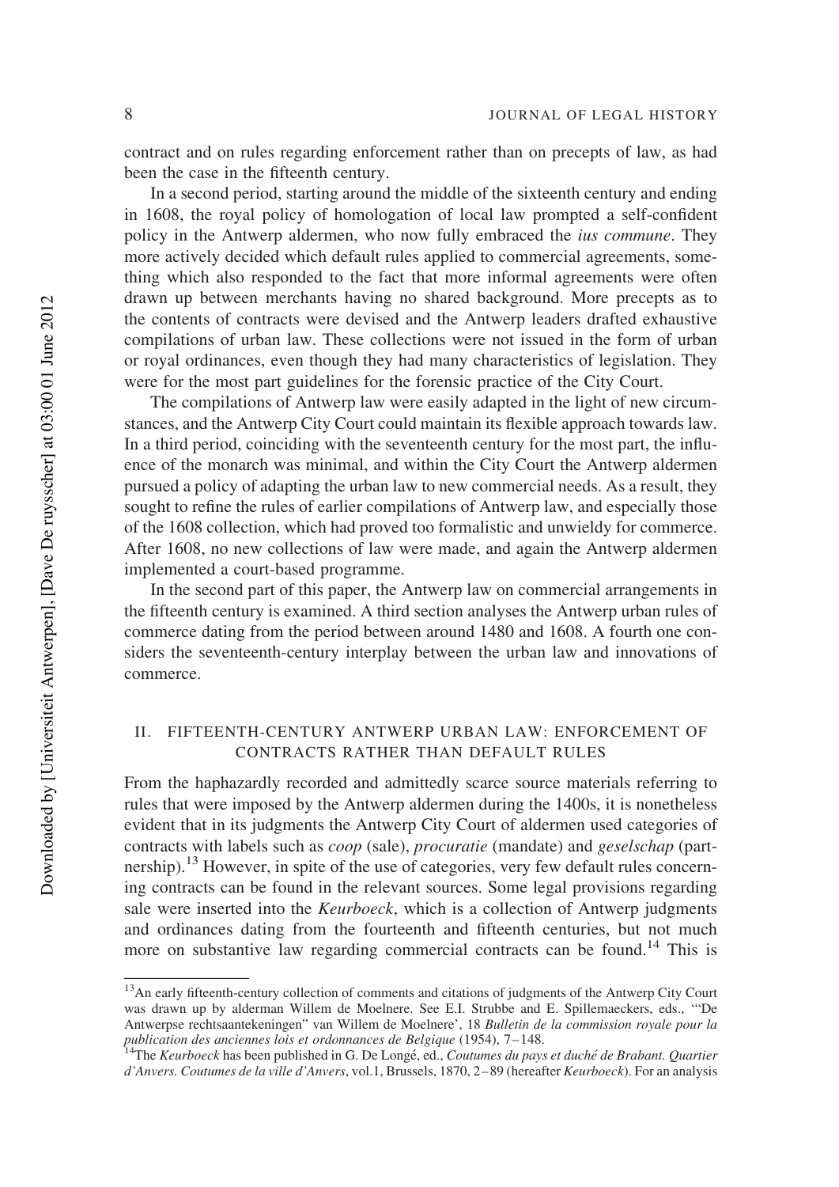contract and on rules regarding enforcement rather than on precepts of law, as had been the case in the fifteenth century.

In a second period, starting around the middle of the sixteenth century and ending in 1608, the royal policy of homologation of local law prompted a self-confident policy in the Antwerp aldermen, who now fully embraced the *ius commune*. They more actively decided which default rules applied to commercial agreements, something which also responded to the fact that more informal agreements were often drawn up between merchants having no shared background. More precepts as to the contents of contracts were devised and the Antwerp leaders drafted exhaustive compilations of urban law. These collections were not issued in the form of urban or royal ordinances, even though they had many characteristics of legislation. They were for the most part guidelines for the forensic practice of the City Court.

The compilations of Antwerp law were easily adapted in the light of new circumstances, and the Antwerp City Court could maintain its flexible approach towards law. In a third period, coinciding with the seventeenth century for the most part, the influence of the monarch was minimal, and within the City Court the Antwerp aldermen pursued a policy of adapting the urban law to new commercial needs. As a result, they sought to refine the rules of earlier compilations of Antwerp law, and especially those of the 1608 collection, which had proved too formalistic and unwieldy for commerce. After 1608, no new collections of law were made, and again the Antwerp aldermen implemented a court-based programme.

In the second part of this paper, the Antwerp law on commercial arrangements in the fifteenth century is examined. A third section analyses the Antwerp urban rules of commerce dating from the period between around 1480 and 1608. A fourth one considers the seventeenth-century interplay between the urban law and innovations of commerce.

## II. FIFTEENTH-CENTURY ANTWERP URBAN LAW: ENFORCEMENT OF CONTRACTS RATHER THAN DEFAULT RULES

From the haphazardly recorded and admittedly scarce source materials referring to rules that were imposed by the Antwerp aldermen during the 1400s, it is nonetheless evident that in its judgments the Antwerp City Court of aldermen used categories of contracts with labels such as *coop* (sale), *procuratie* (mandate) and *geselschap* (partnership).[13] However, in spite of the use of categories, very few default rules concerning contracts can be found in the relevant sources. Some legal provisions regarding sale were inserted into the *Keurboeck*, which is a collection of Antwerp judgments and ordinances dating from the fourteenth and fifteenth centuries, but not much more on substantive law regarding commercial contracts can be found.[14] This is

[13] An early fifteenth-century collection of comments and citations of judgments of the Antwerp City Court was drawn up by alderman Willem de Moelnere. See E.I. Strubbe and E. Spillemaeckers, eds., '"De Antwerpse rechtsaantekeningen" van Willem de Moelnere', 18 *Bulletin de la commission royale pour la publication des anciennes lois et ordonnances de Belgique* (1954), 7–148.

[14] The *Keurboeck* has been published in G. De Longé, ed., *Coutumes du pays et duché de Brabant. Quartier d'Anvers. Coutumes de la ville d'Anvers*, vol.1, Brussels, 1870, 2–89 (hereafter *Keurboeck*). For an analysis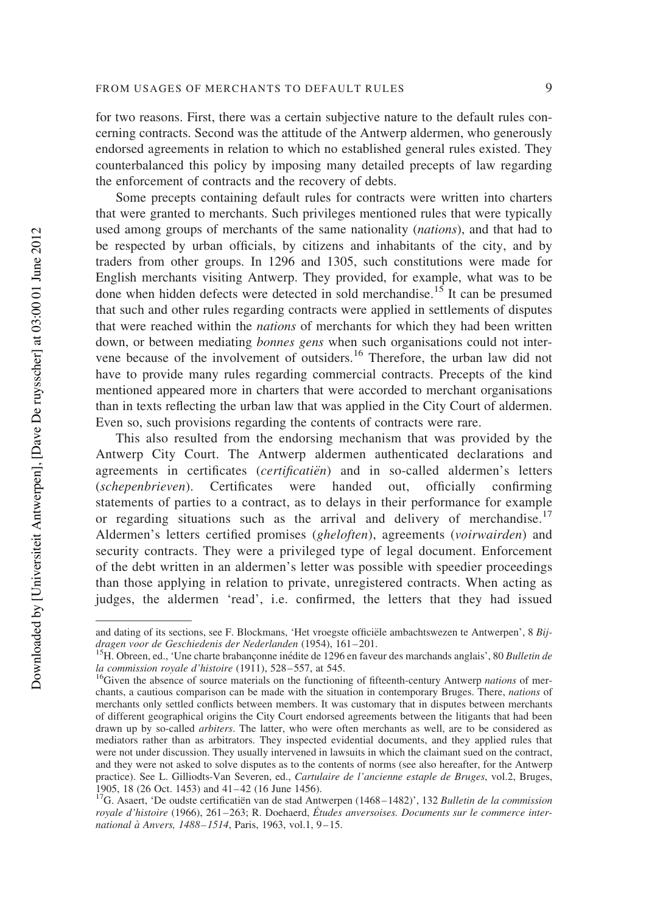for two reasons. First, there was a certain subjective nature to the default rules concerning contracts. Second was the attitude of the Antwerp aldermen, who generously endorsed agreements in relation to which no established general rules existed. They counterbalanced this policy by imposing many detailed precepts of law regarding the enforcement of contracts and the recovery of debts.

Some precepts containing default rules for contracts were written into charters that were granted to merchants. Such privileges mentioned rules that were typically used among groups of merchants of the same nationality (*nations*), and that had to be respected by urban officials, by citizens and inhabitants of the city, and by traders from other groups. In 1296 and 1305, such constitutions were made for English merchants visiting Antwerp. They provided, for example, what was to be done when hidden defects were detected in sold merchandise.[15] It can be presumed that such and other rules regarding contracts were applied in settlements of disputes that were reached within the *nations* of merchants for which they had been written down, or between mediating *bonnes gens* when such organisations could not intervene because of the involvement of outsiders.[16] Therefore, the urban law did not have to provide many rules regarding commercial contracts. Precepts of the kind mentioned appeared more in charters that were accorded to merchant organisations than in texts reflecting the urban law that was applied in the City Court of aldermen. Even so, such provisions regarding the contents of contracts were rare.

This also resulted from the endorsing mechanism that was provided by the Antwerp City Court. The Antwerp aldermen authenticated declarations and agreements in certificates (*certificatiën*) and in so-called aldermen's letters (*schepenbrieven*). Certificates were handed out, officially confirming statements of parties to a contract, as to delays in their performance for example or regarding situations such as the arrival and delivery of merchandise.[17] Aldermen's letters certified promises (*gheloften*), agreements (*voirwairden*) and security contracts. They were a privileged type of legal document. Enforcement of the debt written in an aldermen's letter was possible with speedier proceedings than those applying in relation to private, unregistered contracts. When acting as judges, the aldermen 'read', i.e. confirmed, the letters that they had issued

---

and dating of its sections, see F. Blockmans, 'Het vroegste officiële ambachtswezen te Antwerpen', 8 *Bijdragen voor de Geschiedenis der Nederlanden* (1954), 161–201.

[15] H. Obreen, ed., 'Une charte brabançonne inédite de 1296 en faveur des marchands anglais', 80 *Bulletin de la commission royale d'histoire* (1911), 528–557, at 545.

[16] Given the absence of source materials on the functioning of fifteenth-century Antwerp *nations* of merchants, a cautious comparison can be made with the situation in contemporary Bruges. There, *nations* of merchants only settled conflicts between members. It was customary that in disputes between merchants of different geographical origins the City Court endorsed agreements between the litigants that had been drawn up by so-called *arbiters*. The latter, who were often merchants as well, are to be considered as mediators rather than as arbitrators. They inspected evidential documents, and they applied rules that were not under discussion. They usually intervened in lawsuits in which the claimant sued on the contract, and they were not asked to solve disputes as to the contents of norms (see also hereafter, for the Antwerp practice). See L. Gilliodts-Van Severen, ed., *Cartulaire de l'ancienne estaple de Bruges*, vol.2, Bruges, 1905, 18 (26 Oct. 1453) and 41–42 (16 June 1456).

[17] G. Asaert, 'De oudste certificatiën van de stad Antwerpen (1468–1482)', 132 *Bulletin de la commission royale d'histoire* (1966), 261–263; R. Doehaerd, *Études anversoises. Documents sur le commerce international à Anvers, 1488–1514*, Paris, 1963, vol.1, 9–15.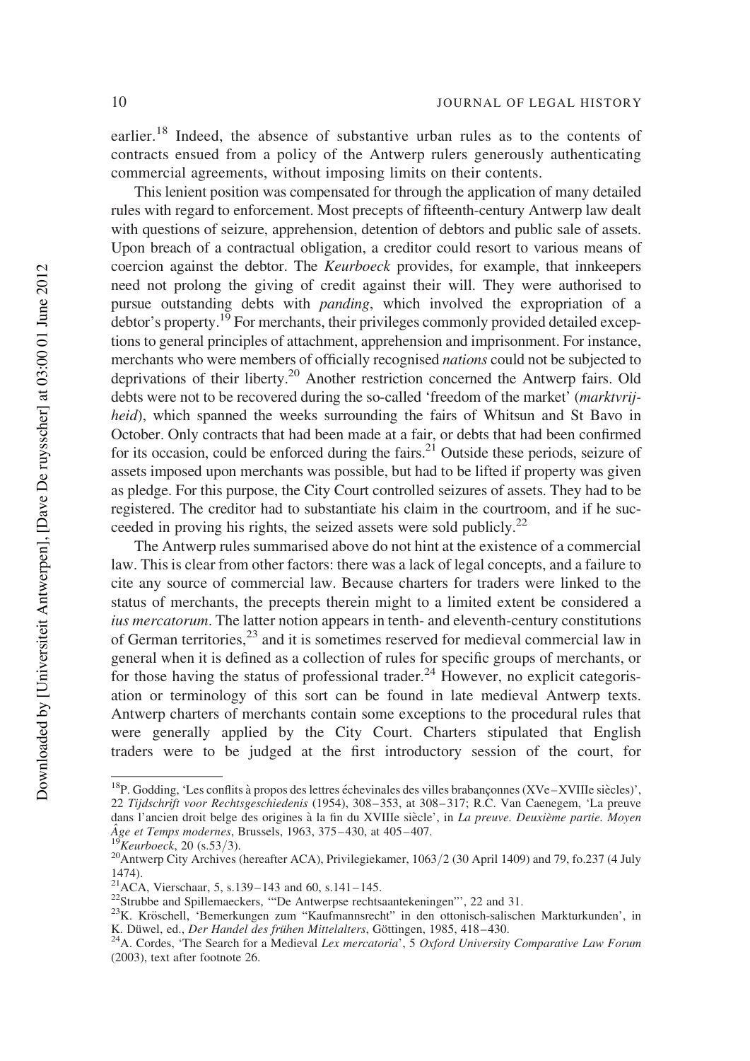earlier.[18] Indeed, the absence of substantive urban rules as to the contents of contracts ensued from a policy of the Antwerp rulers generously authenticating commercial agreements, without imposing limits on their contents.

This lenient position was compensated for through the application of many detailed rules with regard to enforcement. Most precepts of fifteenth-century Antwerp law dealt with questions of seizure, apprehension, detention of debtors and public sale of assets. Upon breach of a contractual obligation, a creditor could resort to various means of coercion against the debtor. The *Keurboeck* provides, for example, that innkeepers need not prolong the giving of credit against their will. They were authorised to pursue outstanding debts with *panding*, which involved the expropriation of a debtor's property.[19] For merchants, their privileges commonly provided detailed exceptions to general principles of attachment, apprehension and imprisonment. For instance, merchants who were members of officially recognised *nations* could not be subjected to deprivations of their liberty.[20] Another restriction concerned the Antwerp fairs. Old debts were not to be recovered during the so-called 'freedom of the market' (*marktvrijheid*), which spanned the weeks surrounding the fairs of Whitsun and St Bavo in October. Only contracts that had been made at a fair, or debts that had been confirmed for its occasion, could be enforced during the fairs.[21] Outside these periods, seizure of assets imposed upon merchants was possible, but had to be lifted if property was given as pledge. For this purpose, the City Court controlled seizures of assets. They had to be registered. The creditor had to substantiate his claim in the courtroom, and if he succeeded in proving his rights, the seized assets were sold publicly.[22]

The Antwerp rules summarised above do not hint at the existence of a commercial law. This is clear from other factors: there was a lack of legal concepts, and a failure to cite any source of commercial law. Because charters for traders were linked to the status of merchants, the precepts therein might to a limited extent be considered a *ius mercatorum*. The latter notion appears in tenth- and eleventh-century constitutions of German territories,[23] and it is sometimes reserved for medieval commercial law in general when it is defined as a collection of rules for specific groups of merchants, or for those having the status of professional trader.[24] However, no explicit categorisation or terminology of this sort can be found in late medieval Antwerp texts. Antwerp charters of merchants contain some exceptions to the procedural rules that were generally applied by the City Court. Charters stipulated that English traders were to be judged at the first introductory session of the court, for

---

[18] P. Godding, 'Les conflits à propos des lettres échevinales des villes brabançonnes (XVe–XVIIIe siècles)', 22 *Tijdschrift voor Rechtsgeschiedenis* (1954), 308–353, at 308–317; R.C. Van Caenegem, 'La preuve dans l'ancien droit belge des origines à la fin du XVIIIe siècle', in *La preuve. Deuxième partie. Moyen Âge et Temps modernes*, Brussels, 1963, 375–430, at 405–407.

[19] *Keurboeck*, 20 (s.53/3).

[20] Antwerp City Archives (hereafter ACA), Privilegiekamer, 1063/2 (30 April 1409) and 79, fo.237 (4 July 1474).

[21] ACA, Vierschaar, 5, s.139–143 and 60, s.141–145.

[22] Strubbe and Spillemaeckers, '"De Antwerpse rechtsaantekeningen"', 22 and 31.

[23] K. Kröschell, 'Bemerkungen zum "Kaufmannsrecht" in den ottonisch-salischen Markturkunden', in K. Düwel, ed., *Der Handel des frühen Mittelalters*, Göttingen, 1985, 418–430.

[24] A. Cordes, 'The Search for a Medieval *Lex mercatoria*', 5 *Oxford University Comparative Law Forum* (2003), text after footnote 26.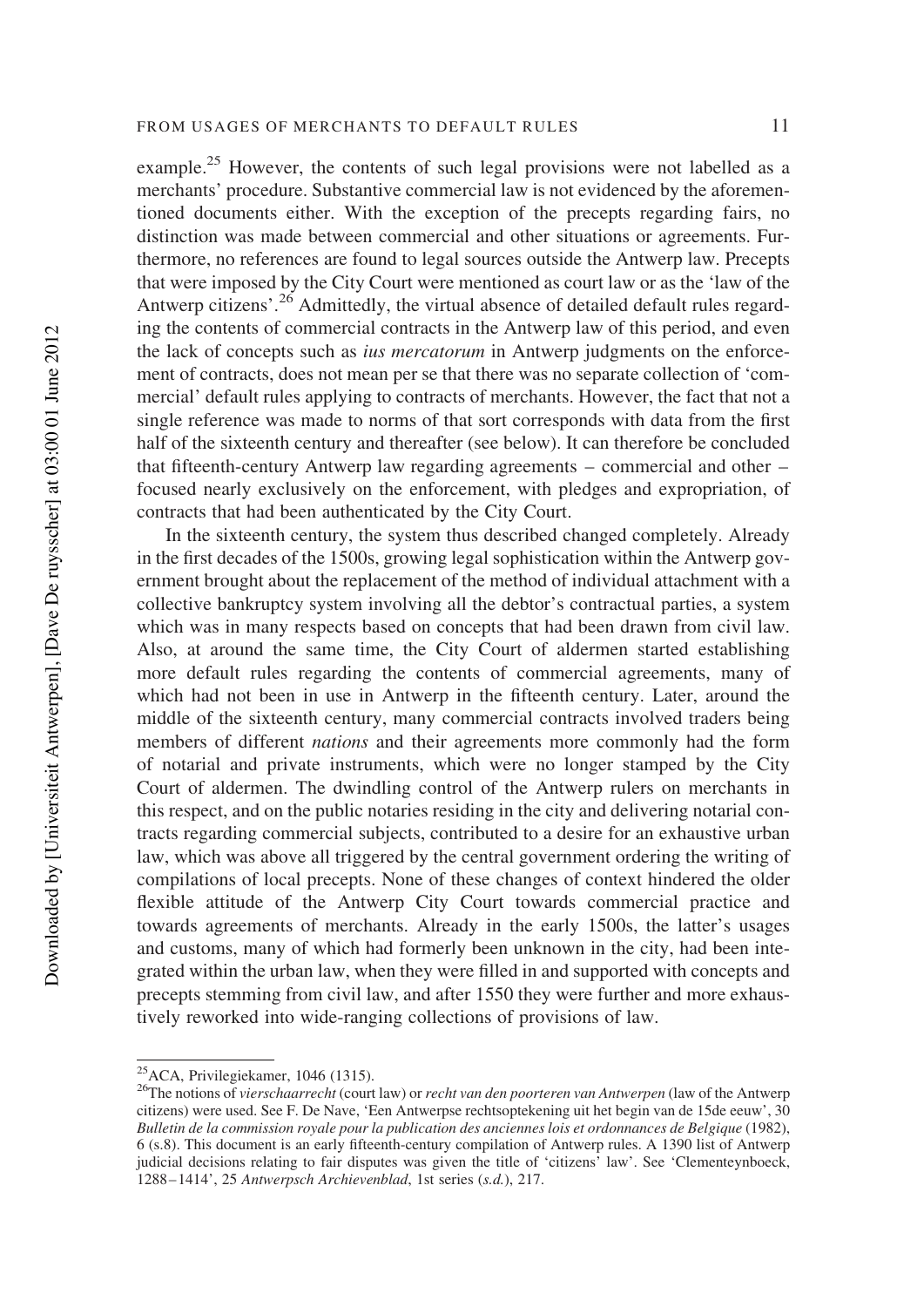example.[25] However, the contents of such legal provisions were not labelled as a merchants' procedure. Substantive commercial law is not evidenced by the aforementioned documents either. With the exception of the precepts regarding fairs, no distinction was made between commercial and other situations or agreements. Furthermore, no references are found to legal sources outside the Antwerp law. Precepts that were imposed by the City Court were mentioned as court law or as the 'law of the Antwerp citizens'.[26] Admittedly, the virtual absence of detailed default rules regarding the contents of commercial contracts in the Antwerp law of this period, and even the lack of concepts such as *ius mercatorum* in Antwerp judgments on the enforcement of contracts, does not mean per se that there was no separate collection of 'commercial' default rules applying to contracts of merchants. However, the fact that not a single reference was made to norms of that sort corresponds with data from the first half of the sixteenth century and thereafter (see below). It can therefore be concluded that fifteenth-century Antwerp law regarding agreements – commercial and other – focused nearly exclusively on the enforcement, with pledges and expropriation, of contracts that had been authenticated by the City Court.

In the sixteenth century, the system thus described changed completely. Already in the first decades of the 1500s, growing legal sophistication within the Antwerp government brought about the replacement of the method of individual attachment with a collective bankruptcy system involving all the debtor's contractual parties, a system which was in many respects based on concepts that had been drawn from civil law. Also, at around the same time, the City Court of aldermen started establishing more default rules regarding the contents of commercial agreements, many of which had not been in use in Antwerp in the fifteenth century. Later, around the middle of the sixteenth century, many commercial contracts involved traders being members of different *nations* and their agreements more commonly had the form of notarial and private instruments, which were no longer stamped by the City Court of aldermen. The dwindling control of the Antwerp rulers on merchants in this respect, and on the public notaries residing in the city and delivering notarial contracts regarding commercial subjects, contributed to a desire for an exhaustive urban law, which was above all triggered by the central government ordering the writing of compilations of local precepts. None of these changes of context hindered the older flexible attitude of the Antwerp City Court towards commercial practice and towards agreements of merchants. Already in the early 1500s, the latter's usages and customs, many of which had formerly been unknown in the city, had been integrated within the urban law, when they were filled in and supported with concepts and precepts stemming from civil law, and after 1550 they were further and more exhaustively reworked into wide-ranging collections of provisions of law.

---

[25] ACA, Privilegiekamer, 1046 (1315).

[26] The notions of *vierschaarrecht* (court law) or *recht van den poorteren van Antwerpen* (law of the Antwerp citizens) were used. See F. De Nave, 'Een Antwerpse rechtsoptekening uit het begin van de 15de eeuw', 30 *Bulletin de la commission royale pour la publication des anciennes lois et ordonnances de Belgique* (1982), 6 (s.8). This document is an early fifteenth-century compilation of Antwerp rules. A 1390 list of Antwerp judicial decisions relating to fair disputes was given the title of 'citizens' law'. See 'Clementeynboeck, 1288–1414', 25 *Antwerpsch Archievenblad*, 1st series (*s.d.*), 217.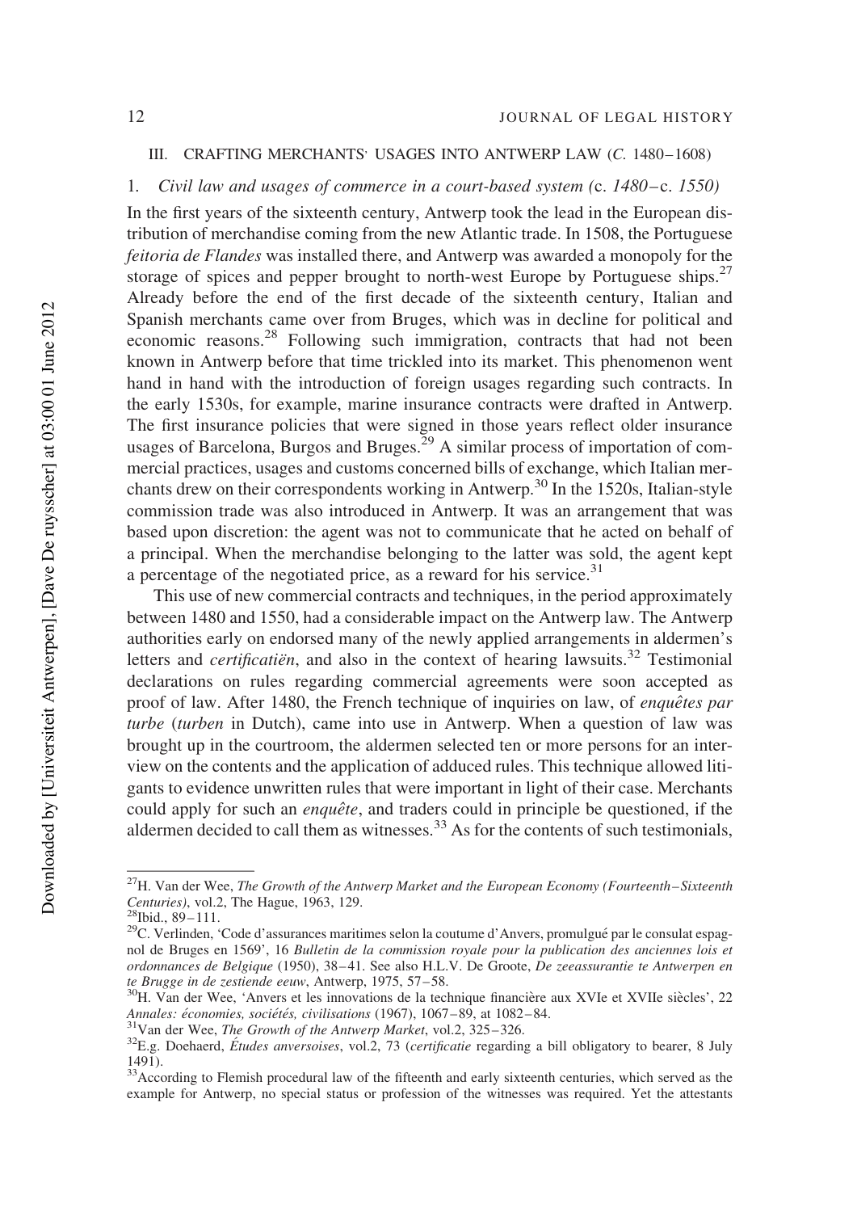## III. CRAFTING MERCHANTS' USAGES INTO ANTWERP LAW (*C.* 1480–1608)

### 1. *Civil law and usages of commerce in a court-based system (*c. *1480*–c. *1550)*

In the first years of the sixteenth century, Antwerp took the lead in the European distribution of merchandise coming from the new Atlantic trade. In 1508, the Portuguese *feitoria de Flandes* was installed there, and Antwerp was awarded a monopoly for the storage of spices and pepper brought to north-west Europe by Portuguese ships.[27] Already before the end of the first decade of the sixteenth century, Italian and Spanish merchants came over from Bruges, which was in decline for political and economic reasons.[28] Following such immigration, contracts that had not been known in Antwerp before that time trickled into its market. This phenomenon went hand in hand with the introduction of foreign usages regarding such contracts. In the early 1530s, for example, marine insurance contracts were drafted in Antwerp. The first insurance policies that were signed in those years reflect older insurance usages of Barcelona, Burgos and Bruges.[29] A similar process of importation of commercial practices, usages and customs concerned bills of exchange, which Italian merchants drew on their correspondents working in Antwerp.[30] In the 1520s, Italian-style commission trade was also introduced in Antwerp. It was an arrangement that was based upon discretion: the agent was not to communicate that he acted on behalf of a principal. When the merchandise belonging to the latter was sold, the agent kept a percentage of the negotiated price, as a reward for his service.[31]

This use of new commercial contracts and techniques, in the period approximately between 1480 and 1550, had a considerable impact on the Antwerp law. The Antwerp authorities early on endorsed many of the newly applied arrangements in aldermen's letters and *certificatiën*, and also in the context of hearing lawsuits.[32] Testimonial declarations on rules regarding commercial agreements were soon accepted as proof of law. After 1480, the French technique of inquiries on law, of *enquêtes par turbe* (*turben* in Dutch), came into use in Antwerp. When a question of law was brought up in the courtroom, the aldermen selected ten or more persons for an interview on the contents and the application of adduced rules. This technique allowed litigants to evidence unwritten rules that were important in light of their case. Merchants could apply for such an *enquête*, and traders could in principle be questioned, if the aldermen decided to call them as witnesses.[33] As for the contents of such testimonials,

---

[27] H. Van der Wee, *The Growth of the Antwerp Market and the European Economy (Fourteenth–Sixteenth Centuries)*, vol.2, The Hague, 1963, 129.

[28] Ibid., 89–111.

[29] C. Verlinden, 'Code d'assurances maritimes selon la coutume d'Anvers, promulgué par le consulat espagnol de Bruges en 1569', 16 *Bulletin de la commission royale pour la publication des anciennes lois et ordonnances de Belgique* (1950), 38–41. See also H.L.V. De Groote, *De zeeassurantie te Antwerpen en te Brugge in de zestiende eeuw*, Antwerp, 1975, 57–58.

[30] H. Van der Wee, 'Anvers et les innovations de la technique financière aux XVIe et XVIIe siècles', 22 *Annales: économies, sociétés, civilisations* (1967), 1067–89, at 1082–84.

[31] Van der Wee, *The Growth of the Antwerp Market*, vol.2, 325–326.

[32] E.g. Doehaerd, *Études anversoises*, vol.2, 73 (*certificatie* regarding a bill obligatory to bearer, 8 July 1491).

[33] According to Flemish procedural law of the fifteenth and early sixteenth centuries, which served as the example for Antwerp, no special status or profession of the witnesses was required. Yet the attestants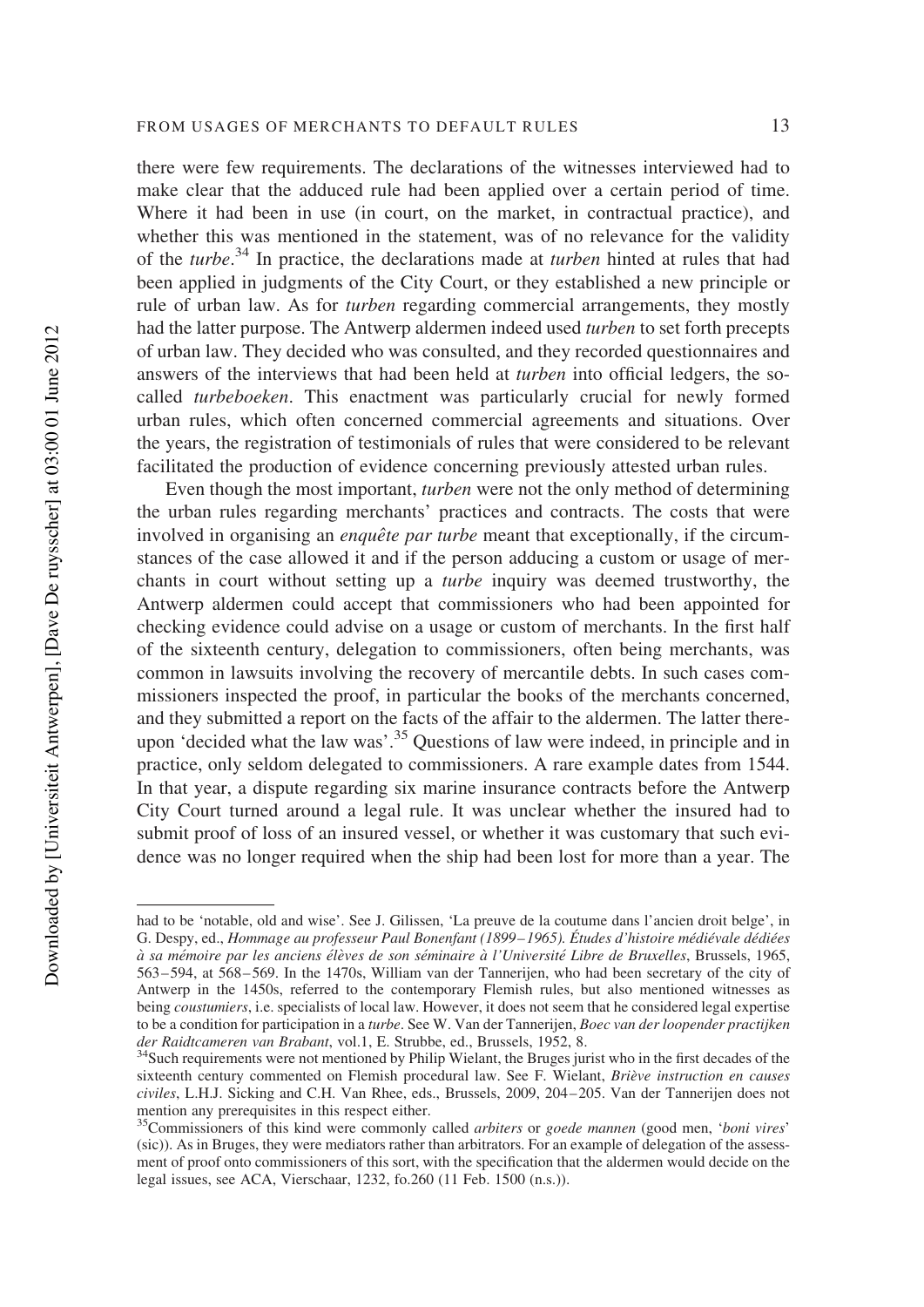there were few requirements. The declarations of the witnesses interviewed had to make clear that the adduced rule had been applied over a certain period of time. Where it had been in use (in court, on the market, in contractual practice), and whether this was mentioned in the statement, was of no relevance for the validity of the *turbe*.[34] In practice, the declarations made at *turben* hinted at rules that had been applied in judgments of the City Court, or they established a new principle or rule of urban law. As for *turben* regarding commercial arrangements, they mostly had the latter purpose. The Antwerp aldermen indeed used *turben* to set forth precepts of urban law. They decided who was consulted, and they recorded questionnaires and answers of the interviews that had been held at *turben* into official ledgers, the so-called *turbeboeken*. This enactment was particularly crucial for newly formed urban rules, which often concerned commercial agreements and situations. Over the years, the registration of testimonials of rules that were considered to be relevant facilitated the production of evidence concerning previously attested urban rules.

Even though the most important, *turben* were not the only method of determining the urban rules regarding merchants' practices and contracts. The costs that were involved in organising an *enquête par turbe* meant that exceptionally, if the circumstances of the case allowed it and if the person adducing a custom or usage of merchants in court without setting up a *turbe* inquiry was deemed trustworthy, the Antwerp aldermen could accept that commissioners who had been appointed for checking evidence could advise on a usage or custom of merchants. In the first half of the sixteenth century, delegation to commissioners, often being merchants, was common in lawsuits involving the recovery of mercantile debts. In such cases commissioners inspected the proof, in particular the books of the merchants concerned, and they submitted a report on the facts of the affair to the aldermen. The latter thereupon 'decided what the law was'.[35] Questions of law were indeed, in principle and in practice, only seldom delegated to commissioners. A rare example dates from 1544. In that year, a dispute regarding six marine insurance contracts before the Antwerp City Court turned around a legal rule. It was unclear whether the insured had to submit proof of loss of an insured vessel, or whether it was customary that such evidence was no longer required when the ship had been lost for more than a year. The

---

had to be 'notable, old and wise'. See J. Gilissen, 'La preuve de la coutume dans l'ancien droit belge', in G. Despy, ed., *Hommage au professeur Paul Bonenfant (1899–1965). Études d'histoire médiévale dédiées à sa mémoire par les anciens élèves de son séminaire à l'Université Libre de Bruxelles*, Brussels, 1965, 563–594, at 568–569. In the 1470s, William van der Tannerijen, who had been secretary of the city of Antwerp in the 1450s, referred to the contemporary Flemish rules, but also mentioned witnesses as being *coustumiers*, i.e. specialists of local law. However, it does not seem that he considered legal expertise to be a condition for participation in a *turbe*. See W. Van der Tannerijen, *Boec van der loopender practijken der Raidtcameren van Brabant*, vol.1, E. Strubbe, ed., Brussels, 1952, 8.

[34]Such requirements were not mentioned by Philip Wielant, the Bruges jurist who in the first decades of the sixteenth century commented on Flemish procedural law. See F. Wielant, *Briève instruction en causes civiles*, L.H.J. Sicking and C.H. Van Rhee, eds., Brussels, 2009, 204–205. Van der Tannerijen does not mention any prerequisites in this respect either.

[35]Commissioners of this kind were commonly called *arbiters* or *goede mannen* (good men, '*boni vires*' (sic)). As in Bruges, they were mediators rather than arbitrators. For an example of delegation of the assessment of proof onto commissioners of this sort, with the specification that the aldermen would decide on the legal issues, see ACA, Vierschaar, 1232, fo.260 (11 Feb. 1500 (n.s.)).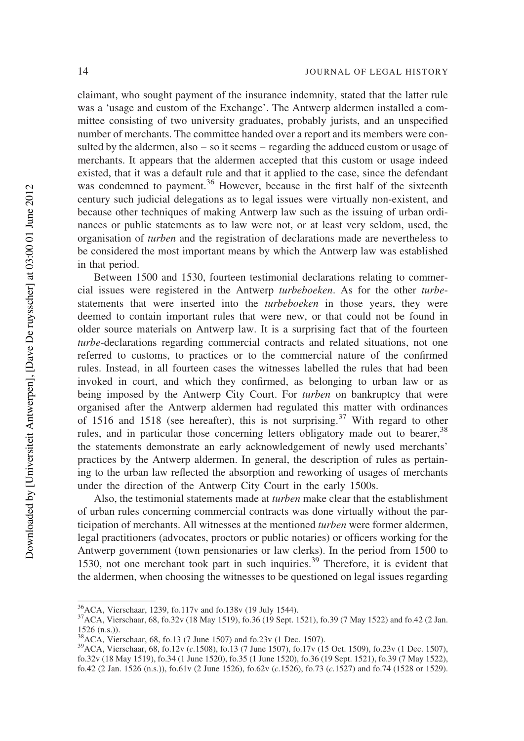claimant, who sought payment of the insurance indemnity, stated that the latter rule was a 'usage and custom of the Exchange'. The Antwerp aldermen installed a committee consisting of two university graduates, probably jurists, and an unspecified number of merchants. The committee handed over a report and its members were consulted by the aldermen, also – so it seems – regarding the adduced custom or usage of merchants. It appears that the aldermen accepted that this custom or usage indeed existed, that it was a default rule and that it applied to the case, since the defendant was condemned to payment.[36] However, because in the first half of the sixteenth century such judicial delegations as to legal issues were virtually non-existent, and because other techniques of making Antwerp law such as the issuing of urban ordinances or public statements as to law were not, or at least very seldom, used, the organisation of *turben* and the registration of declarations made are nevertheless to be considered the most important means by which the Antwerp law was established in that period.

Between 1500 and 1530, fourteen testimonial declarations relating to commercial issues were registered in the Antwerp *turbeboeken*. As for the other *turbe*-statements that were inserted into the *turbeboeken* in those years, they were deemed to contain important rules that were new, or that could not be found in older source materials on Antwerp law. It is a surprising fact that of the fourteen *turbe*-declarations regarding commercial contracts and related situations, not one referred to customs, to practices or to the commercial nature of the confirmed rules. Instead, in all fourteen cases the witnesses labelled the rules that had been invoked in court, and which they confirmed, as belonging to urban law or as being imposed by the Antwerp City Court. For *turben* on bankruptcy that were organised after the Antwerp aldermen had regulated this matter with ordinances of 1516 and 1518 (see hereafter), this is not surprising.[37] With regard to other rules, and in particular those concerning letters obligatory made out to bearer,[38] the statements demonstrate an early acknowledgement of newly used merchants' practices by the Antwerp aldermen. In general, the description of rules as pertaining to the urban law reflected the absorption and reworking of usages of merchants under the direction of the Antwerp City Court in the early 1500s.

Also, the testimonial statements made at *turben* make clear that the establishment of urban rules concerning commercial contracts was done virtually without the participation of merchants. All witnesses at the mentioned *turben* were former aldermen, legal practitioners (advocates, proctors or public notaries) or officers working for the Antwerp government (town pensionaries or law clerks). In the period from 1500 to 1530, not one merchant took part in such inquiries.[39] Therefore, it is evident that the aldermen, when choosing the witnesses to be questioned on legal issues regarding

---

[36] ACA, Vierschaar, 1239, fo.117v and fo.138v (19 July 1544).

[37] ACA, Vierschaar, 68, fo.32v (18 May 1519), fo.36 (19 Sept. 1521), fo.39 (7 May 1522) and fo.42 (2 Jan. 1526 (n.s.)).

[38] ACA, Vierschaar, 68, fo.13 (7 June 1507) and fo.23v (1 Dec. 1507).

[39] ACA, Vierschaar, 68, fo.12v (*c.*1508), fo.13 (7 June 1507), fo.17v (15 Oct. 1509), fo.23v (1 Dec. 1507), fo.32v (18 May 1519), fo.34 (1 June 1520), fo.35 (1 June 1520), fo.36 (19 Sept. 1521), fo.39 (7 May 1522), fo.42 (2 Jan. 1526 (n.s.)), fo.61v (2 June 1526), fo.62v (*c.*1526), fo.73 (*c.*1527) and fo.74 (1528 or 1529).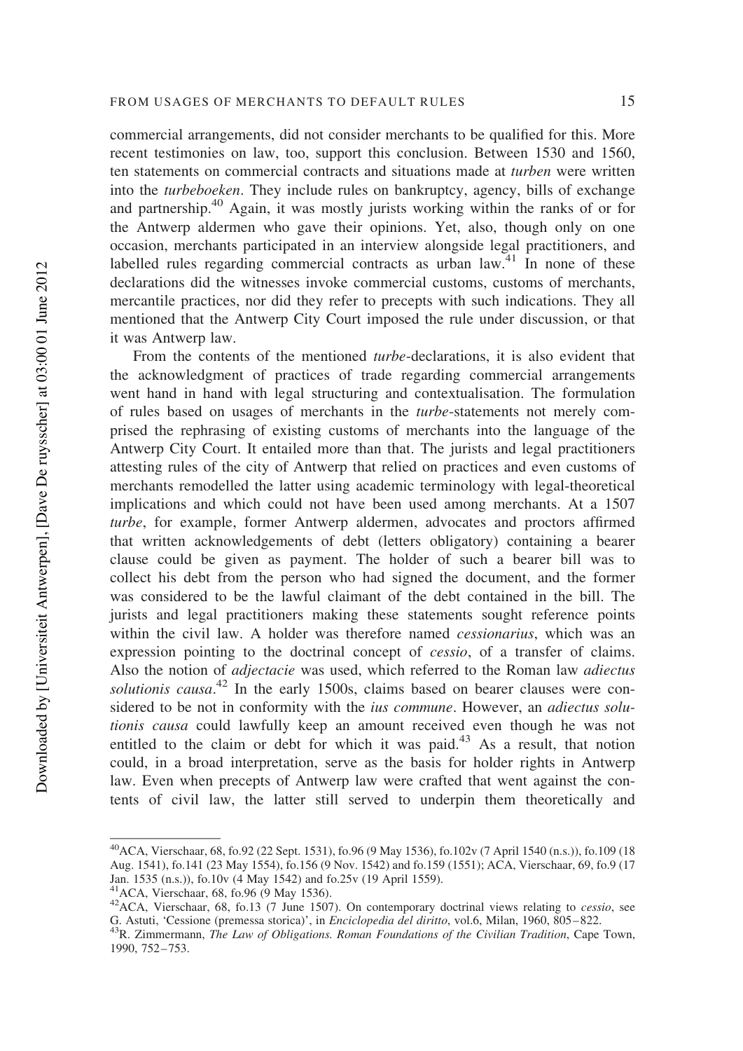commercial arrangements, did not consider merchants to be qualified for this. More recent testimonies on law, too, support this conclusion. Between 1530 and 1560, ten statements on commercial contracts and situations made at *turben* were written into the *turbeboeken*. They include rules on bankruptcy, agency, bills of exchange and partnership.[40] Again, it was mostly jurists working within the ranks of or for the Antwerp aldermen who gave their opinions. Yet, also, though only on one occasion, merchants participated in an interview alongside legal practitioners, and labelled rules regarding commercial contracts as urban law.[41] In none of these declarations did the witnesses invoke commercial customs, customs of merchants, mercantile practices, nor did they refer to precepts with such indications. They all mentioned that the Antwerp City Court imposed the rule under discussion, or that it was Antwerp law.

From the contents of the mentioned *turbe*-declarations, it is also evident that the acknowledgment of practices of trade regarding commercial arrangements went hand in hand with legal structuring and contextualisation. The formulation of rules based on usages of merchants in the *turbe*-statements not merely comprised the rephrasing of existing customs of merchants into the language of the Antwerp City Court. It entailed more than that. The jurists and legal practitioners attesting rules of the city of Antwerp that relied on practices and even customs of merchants remodelled the latter using academic terminology with legal-theoretical implications and which could not have been used among merchants. At a 1507 *turbe*, for example, former Antwerp aldermen, advocates and proctors affirmed that written acknowledgements of debt (letters obligatory) containing a bearer clause could be given as payment. The holder of such a bearer bill was to collect his debt from the person who had signed the document, and the former was considered to be the lawful claimant of the debt contained in the bill. The jurists and legal practitioners making these statements sought reference points within the civil law. A holder was therefore named *cessionarius*, which was an expression pointing to the doctrinal concept of *cessio*, of a transfer of claims. Also the notion of *adjectacie* was used, which referred to the Roman law *adiectus solutionis causa*.[42] In the early 1500s, claims based on bearer clauses were considered to be not in conformity with the *ius commune*. However, an *adiectus solutionis causa* could lawfully keep an amount received even though he was not entitled to the claim or debt for which it was paid.[43] As a result, that notion could, in a broad interpretation, serve as the basis for holder rights in Antwerp law. Even when precepts of Antwerp law were crafted that went against the contents of civil law, the latter still served to underpin them theoretically and

---

[40] ACA, Vierschaar, 68, fo.92 (22 Sept. 1531), fo.96 (9 May 1536), fo.102v (7 April 1540 (n.s.)), fo.109 (18 Aug. 1541), fo.141 (23 May 1554), fo.156 (9 Nov. 1542) and fo.159 (1551); ACA, Vierschaar, 69, fo.9 (17 Jan. 1535 (n.s.)), fo.10v (4 May 1542) and fo.25v (19 April 1559).

[41] ACA, Vierschaar, 68, fo.96 (9 May 1536).

[42] ACA, Vierschaar, 68, fo.13 (7 June 1507). On contemporary doctrinal views relating to *cessio*, see G. Astuti, 'Cessione (premessa storica)', in *Enciclopedia del diritto*, vol.6, Milan, 1960, 805–822.

[43] R. Zimmermann, *The Law of Obligations. Roman Foundations of the Civilian Tradition*, Cape Town, 1990, 752–753.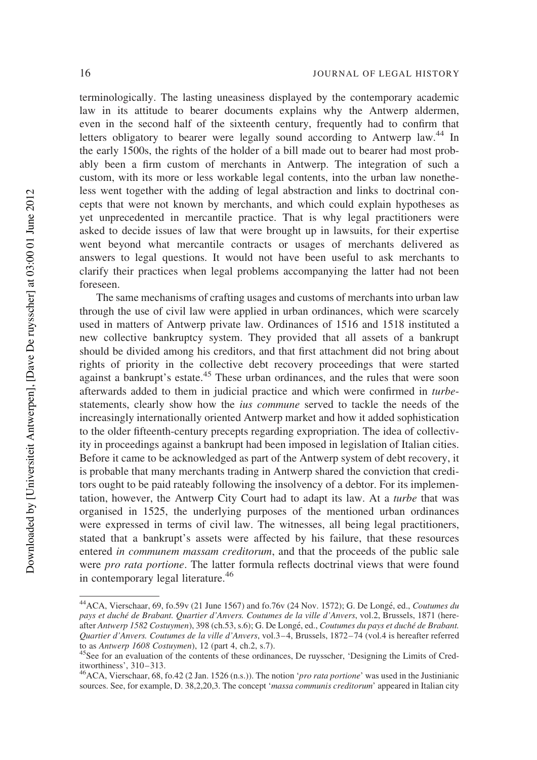terminologically. The lasting uneasiness displayed by the contemporary academic law in its attitude to bearer documents explains why the Antwerp aldermen, even in the second half of the sixteenth century, frequently had to confirm that letters obligatory to bearer were legally sound according to Antwerp law.[44] In the early 1500s, the rights of the holder of a bill made out to bearer had most probably been a firm custom of merchants in Antwerp. The integration of such a custom, with its more or less workable legal contents, into the urban law nonetheless went together with the adding of legal abstraction and links to doctrinal concepts that were not known by merchants, and which could explain hypotheses as yet unprecedented in mercantile practice. That is why legal practitioners were asked to decide issues of law that were brought up in lawsuits, for their expertise went beyond what mercantile contracts or usages of merchants delivered as answers to legal questions. It would not have been useful to ask merchants to clarify their practices when legal problems accompanying the latter had not been foreseen.

The same mechanisms of crafting usages and customs of merchants into urban law through the use of civil law were applied in urban ordinances, which were scarcely used in matters of Antwerp private law. Ordinances of 1516 and 1518 instituted a new collective bankruptcy system. They provided that all assets of a bankrupt should be divided among his creditors, and that first attachment did not bring about rights of priority in the collective debt recovery proceedings that were started against a bankrupt's estate.[45] These urban ordinances, and the rules that were soon afterwards added to them in judicial practice and which were confirmed in *turbe*-statements, clearly show how the *ius commune* served to tackle the needs of the increasingly internationally oriented Antwerp market and how it added sophistication to the older fifteenth-century precepts regarding expropriation. The idea of collectivity in proceedings against a bankrupt had been imposed in legislation of Italian cities. Before it came to be acknowledged as part of the Antwerp system of debt recovery, it is probable that many merchants trading in Antwerp shared the conviction that creditors ought to be paid rateably following the insolvency of a debtor. For its implementation, however, the Antwerp City Court had to adapt its law. At a *turbe* that was organised in 1525, the underlying purposes of the mentioned urban ordinances were expressed in terms of civil law. The witnesses, all being legal practitioners, stated that a bankrupt's assets were affected by his failure, that these resources entered *in communem massam creditorum*, and that the proceeds of the public sale were *pro rata portione*. The latter formula reflects doctrinal views that were found in contemporary legal literature.[46]

---

[44] ACA, Vierschaar, 69, fo.59v (21 June 1567) and fo.76v (24 Nov. 1572); G. De Longé, ed., *Coutumes du pays et duché de Brabant. Quartier d'Anvers. Coutumes de la ville d'Anvers*, vol.2, Brussels, 1871 (hereafter *Antwerp 1582 Costuymen*), 398 (ch.53, s.6); G. De Longé, ed., *Coutumes du pays et duché de Brabant. Quartier d'Anvers. Coutumes de la ville d'Anvers*, vol.3–4, Brussels, 1872–74 (vol.4 is hereafter referred to as *Antwerp 1608 Costuymen*), 12 (part 4, ch.2, s.7).

[45] See for an evaluation of the contents of these ordinances, De ruysscher, 'Designing the Limits of Creditworthiness', 310–313.

[46] ACA, Vierschaar, 68, fo.42 (2 Jan. 1526 (n.s.)). The notion '*pro rata portione*' was used in the Justinianic sources. See, for example, D. 38,2,20,3. The concept '*massa communis creditorum*' appeared in Italian city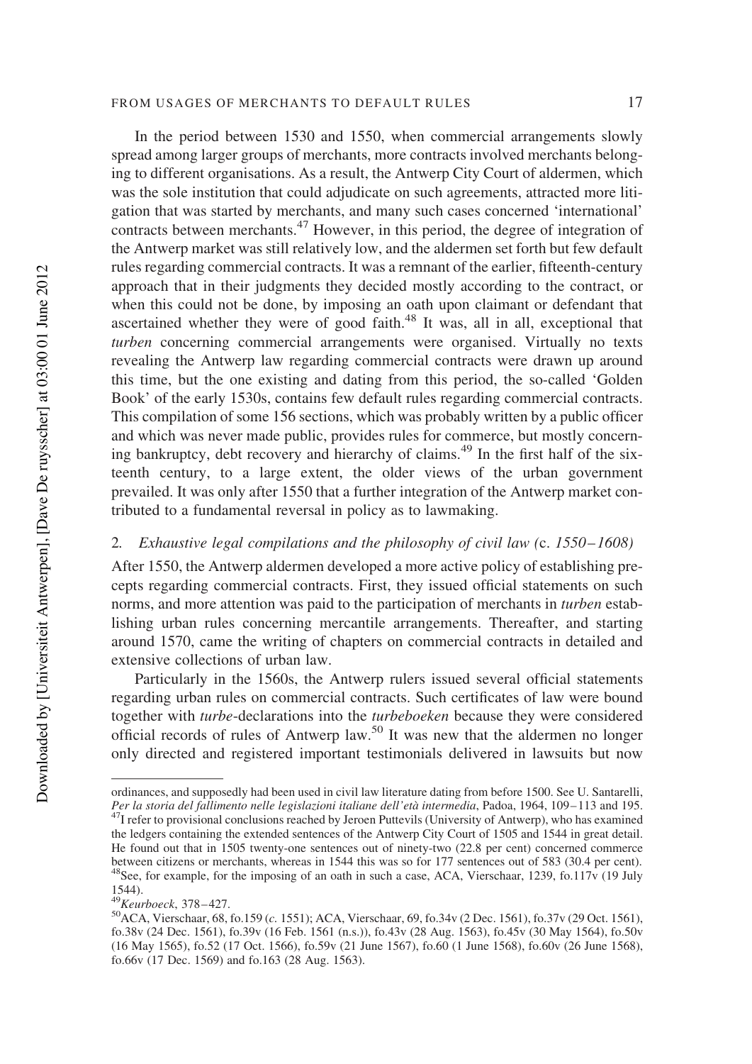In the period between 1530 and 1550, when commercial arrangements slowly spread among larger groups of merchants, more contracts involved merchants belonging to different organisations. As a result, the Antwerp City Court of aldermen, which was the sole institution that could adjudicate on such agreements, attracted more litigation that was started by merchants, and many such cases concerned 'international' contracts between merchants.[47] However, in this period, the degree of integration of the Antwerp market was still relatively low, and the aldermen set forth but few default rules regarding commercial contracts. It was a remnant of the earlier, fifteenth-century approach that in their judgments they decided mostly according to the contract, or when this could not be done, by imposing an oath upon claimant or defendant that ascertained whether they were of good faith.[48] It was, all in all, exceptional that *turben* concerning commercial arrangements were organised. Virtually no texts revealing the Antwerp law regarding commercial contracts were drawn up around this time, but the one existing and dating from this period, the so-called 'Golden Book' of the early 1530s, contains few default rules regarding commercial contracts. This compilation of some 156 sections, which was probably written by a public officer and which was never made public, provides rules for commerce, but mostly concerning bankruptcy, debt recovery and hierarchy of claims.[49] In the first half of the sixteenth century, to a large extent, the older views of the urban government prevailed. It was only after 1550 that a further integration of the Antwerp market contributed to a fundamental reversal in policy as to lawmaking.

## 2. *Exhaustive legal compilations and the philosophy of civil law (*c. *1550–1608)*

After 1550, the Antwerp aldermen developed a more active policy of establishing precepts regarding commercial contracts. First, they issued official statements on such norms, and more attention was paid to the participation of merchants in *turben* establishing urban rules concerning mercantile arrangements. Thereafter, and starting around 1570, came the writing of chapters on commercial contracts in detailed and extensive collections of urban law.

Particularly in the 1560s, the Antwerp rulers issued several official statements regarding urban rules on commercial contracts. Such certificates of law were bound together with *turbe*-declarations into the *turbeboeken* because they were considered official records of rules of Antwerp law.[50] It was new that the aldermen no longer only directed and registered important testimonials delivered in lawsuits but now

---

ordinances, and supposedly had been used in civil law literature dating from before 1500. See U. Santarelli, *Per la storia del fallimento nelle legislazioni italiane dell'età intermedia*, Padoa, 1964, 109–113 and 195.

[47] I refer to provisional conclusions reached by Jeroen Puttevils (University of Antwerp), who has examined the ledgers containing the extended sentences of the Antwerp City Court of 1505 and 1544 in great detail. He found out that in 1505 twenty-one sentences out of ninety-two (22.8 per cent) concerned commerce between citizens or merchants, whereas in 1544 this was so for 177 sentences out of 583 (30.4 per cent).

[48] See, for example, for the imposing of an oath in such a case, ACA, Vierschaar, 1239, fo.117v (19 July 1544).

[49] *Keurboeck*, 378–427.

[50] ACA, Vierschaar, 68, fo.159 (*c.* 1551); ACA, Vierschaar, 69, fo.34v (2 Dec. 1561), fo.37v (29 Oct. 1561), fo.38v (24 Dec. 1561), fo.39v (16 Feb. 1561 (n.s.)), fo.43v (28 Aug. 1563), fo.45v (30 May 1564), fo.50v (16 May 1565), fo.52 (17 Oct. 1566), fo.59v (21 June 1567), fo.60 (1 June 1568), fo.60v (26 June 1568), fo.66v (17 Dec. 1569) and fo.163 (28 Aug. 1563).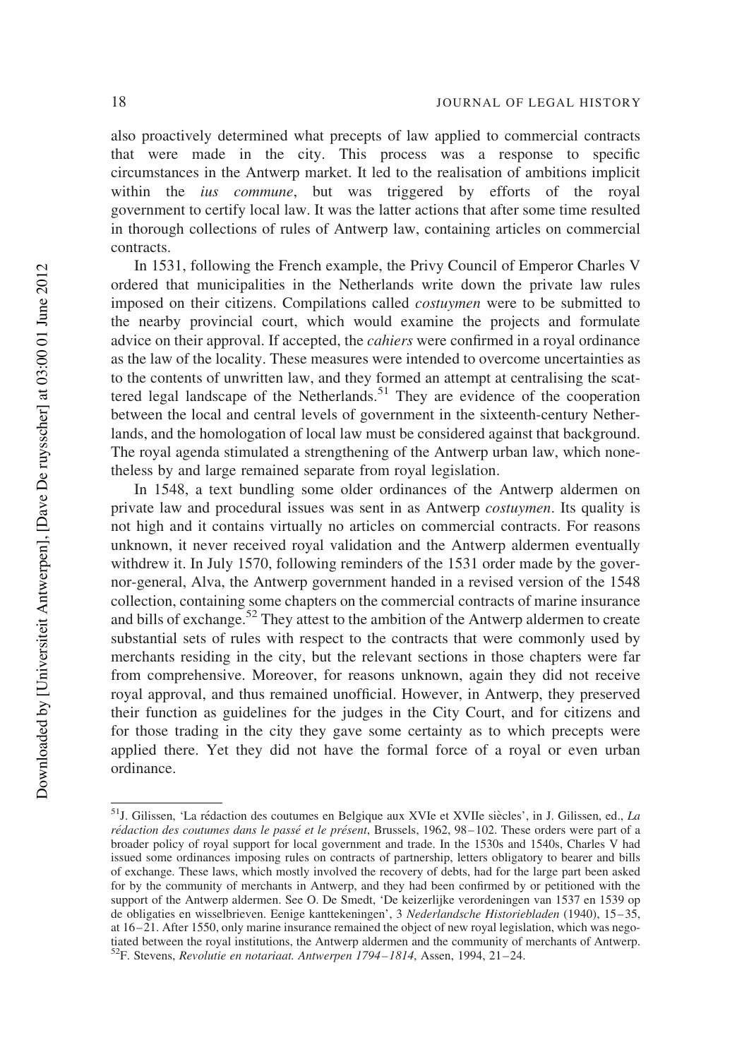also proactively determined what precepts of law applied to commercial contracts that were made in the city. This process was a response to specific circumstances in the Antwerp market. It led to the realisation of ambitions implicit within the *ius commune*, but was triggered by efforts of the royal government to certify local law. It was the latter actions that after some time resulted in thorough collections of rules of Antwerp law, containing articles on commercial contracts.

In 1531, following the French example, the Privy Council of Emperor Charles V ordered that municipalities in the Netherlands write down the private law rules imposed on their citizens. Compilations called *costuymen* were to be submitted to the nearby provincial court, which would examine the projects and formulate advice on their approval. If accepted, the *cahiers* were confirmed in a royal ordinance as the law of the locality. These measures were intended to overcome uncertainties as to the contents of unwritten law, and they formed an attempt at centralising the scattered legal landscape of the Netherlands.[51] They are evidence of the cooperation between the local and central levels of government in the sixteenth-century Netherlands, and the homologation of local law must be considered against that background. The royal agenda stimulated a strengthening of the Antwerp urban law, which nonetheless by and large remained separate from royal legislation.

In 1548, a text bundling some older ordinances of the Antwerp aldermen on private law and procedural issues was sent in as Antwerp *costuymen*. Its quality is not high and it contains virtually no articles on commercial contracts. For reasons unknown, it never received royal validation and the Antwerp aldermen eventually withdrew it. In July 1570, following reminders of the 1531 order made by the governor-general, Alva, the Antwerp government handed in a revised version of the 1548 collection, containing some chapters on the commercial contracts of marine insurance and bills of exchange.[52] They attest to the ambition of the Antwerp aldermen to create substantial sets of rules with respect to the contracts that were commonly used by merchants residing in the city, but the relevant sections in those chapters were far from comprehensive. Moreover, for reasons unknown, again they did not receive royal approval, and thus remained unofficial. However, in Antwerp, they preserved their function as guidelines for the judges in the City Court, and for citizens and for those trading in the city they gave some certainty as to which precepts were applied there. Yet they did not have the formal force of a royal or even urban ordinance.

---

[51] J. Gilissen, 'La rédaction des coutumes en Belgique aux XVIe et XVIIe siècles', in J. Gilissen, ed., *La rédaction des coutumes dans le passé et le présent*, Brussels, 1962, 98–102. These orders were part of a broader policy of royal support for local government and trade. In the 1530s and 1540s, Charles V had issued some ordinances imposing rules on contracts of partnership, letters obligatory to bearer and bills of exchange. These laws, which mostly involved the recovery of debts, had for the large part been asked for by the community of merchants in Antwerp, and they had been confirmed by or petitioned with the support of the Antwerp aldermen. See O. De Smedt, 'De keizerlijke verordeningen van 1537 en 1539 op de obligaties en wisselbrieven. Eenige kanttekeningen', 3 *Nederlandsche Historiebladen* (1940), 15–35, at 16–21. After 1550, only marine insurance remained the object of new royal legislation, which was negotiated between the royal institutions, the Antwerp aldermen and the community of merchants of Antwerp.

[52] F. Stevens, *Revolutie en notariaat. Antwerpen 1794–1814*, Assen, 1994, 21–24.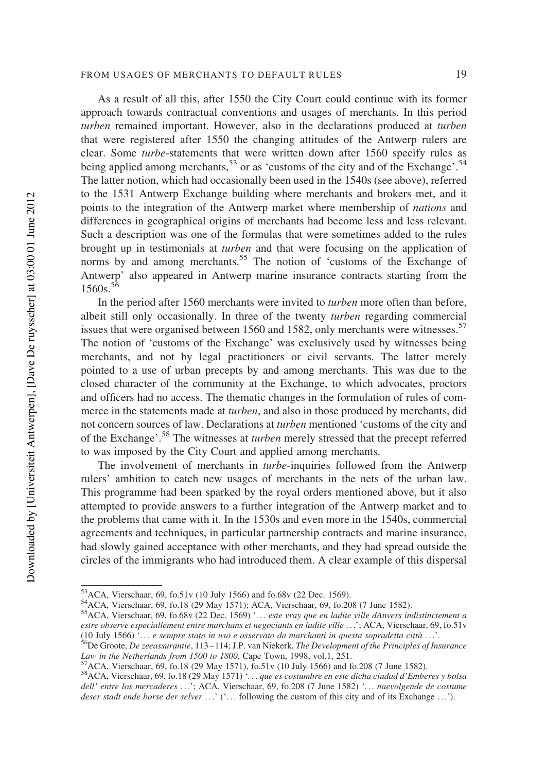As a result of all this, after 1550 the City Court could continue with its former approach towards contractual conventions and usages of merchants. In this period *turben* remained important. However, also in the declarations produced at *turben* that were registered after 1550 the changing attitudes of the Antwerp rulers are clear. Some *turbe*-statements that were written down after 1560 specify rules as being applied among merchants,[53] or as 'customs of the city and of the Exchange'.[54] The latter notion, which had occasionally been used in the 1540s (see above), referred to the 1531 Antwerp Exchange building where merchants and brokers met, and it points to the integration of the Antwerp market where membership of *nations* and differences in geographical origins of merchants had become less and less relevant. Such a description was one of the formulas that were sometimes added to the rules brought up in testimonials at *turben* and that were focusing on the application of norms by and among merchants.[55] The notion of 'customs of the Exchange of Antwerp' also appeared in Antwerp marine insurance contracts starting from the 1560s.[56]

In the period after 1560 merchants were invited to *turben* more often than before, albeit still only occasionally. In three of the twenty *turben* regarding commercial issues that were organised between 1560 and 1582, only merchants were witnesses.[57] The notion of 'customs of the Exchange' was exclusively used by witnesses being merchants, and not by legal practitioners or civil servants. The latter merely pointed to a use of urban precepts by and among merchants. This was due to the closed character of the community at the Exchange, to which advocates, proctors and officers had no access. The thematic changes in the formulation of rules of commerce in the statements made at *turben*, and also in those produced by merchants, did not concern sources of law. Declarations at *turben* mentioned 'customs of the city and of the Exchange'.[58] The witnesses at *turben* merely stressed that the precept referred to was imposed by the City Court and applied among merchants.

The involvement of merchants in *turbe*-inquiries followed from the Antwerp rulers' ambition to catch new usages of merchants in the nets of the urban law. This programme had been sparked by the royal orders mentioned above, but it also attempted to provide answers to a further integration of the Antwerp market and to the problems that came with it. In the 1530s and even more in the 1540s, commercial agreements and techniques, in particular partnership contracts and marine insurance, had slowly gained acceptance with other merchants, and they had spread outside the circles of the immigrants who had introduced them. A clear example of this dispersal

---

[53] ACA, Vierschaar, 69, fo.51v (10 July 1566) and fo.68v (22 Dec. 1569).

[54] ACA, Vierschaar, 69, fo.18 (29 May 1571); ACA, Vierschaar, 69, fo.208 (7 June 1582).

[55] ACA, Vierschaar, 69, fo.68v (22 Dec. 1569) '... *este vray que en ladite ville dAnvers indistinctement a estre observe especiallement entre marchans et negociants en ladite ville* ...'; ACA, Vierschaar, 69, fo.51v (10 July 1566) '... *e sempre stato in uso e osservato da marchanti in questa sopradetta città* ...'.

[56] De Groote, *De zeeassurantie*, 113–114; J.P. van Niekerk, *The Development of the Principles of Insurance Law in the Netherlands from 1500 to 1800*, Cape Town, 1998, vol.1, 251.

[57] ACA, Vierschaar, 69, fo.18 (29 May 1571), fo.51v (10 July 1566) and fo.208 (7 June 1582).

[58] ACA, Vierschaar, 69, fo.18 (29 May 1571) '... *que es costumbre en este dicha ciudad d'Emberes y bolsa dell' entre los mercaderes* ...'; ACA, Vierschaar, 69, fo.208 (7 June 1582) '... *naevolgende de costume deser stadt ende borse der selver* ...' ('... following the custom of this city and of its Exchange ...').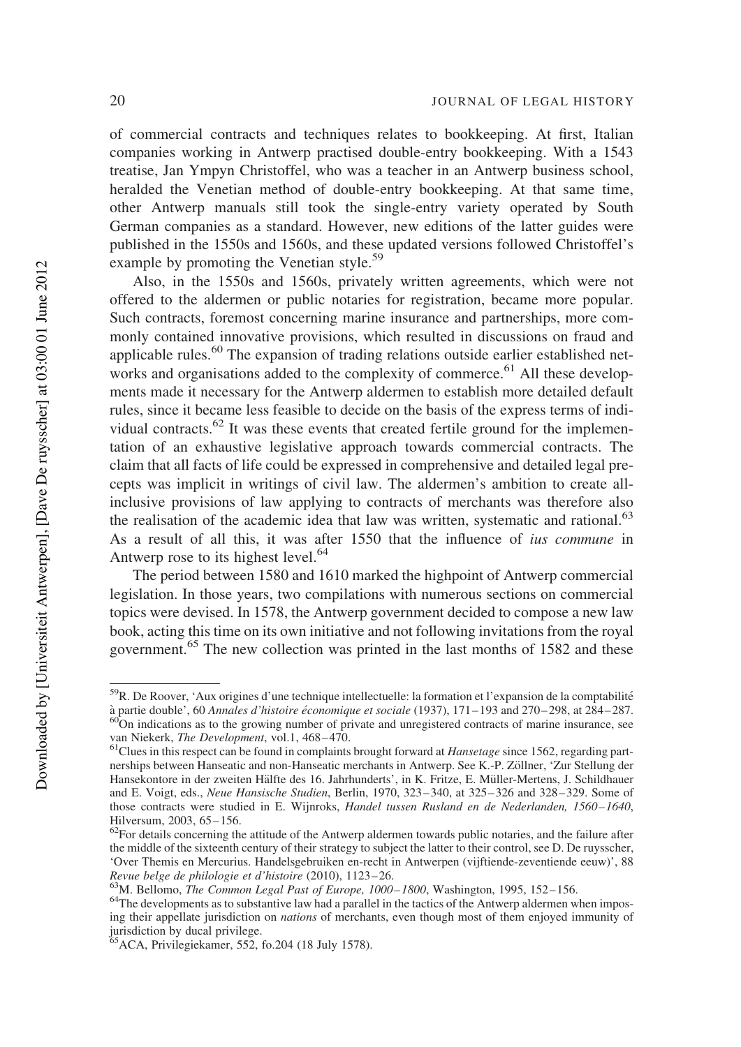of commercial contracts and techniques relates to bookkeeping. At first, Italian companies working in Antwerp practised double-entry bookkeeping. With a 1543 treatise, Jan Ympyn Christoffel, who was a teacher in an Antwerp business school, heralded the Venetian method of double-entry bookkeeping. At that same time, other Antwerp manuals still took the single-entry variety operated by South German companies as a standard. However, new editions of the latter guides were published in the 1550s and 1560s, and these updated versions followed Christoffel's example by promoting the Venetian style.[59]

Also, in the 1550s and 1560s, privately written agreements, which were not offered to the aldermen or public notaries for registration, became more popular. Such contracts, foremost concerning marine insurance and partnerships, more commonly contained innovative provisions, which resulted in discussions on fraud and applicable rules.[60] The expansion of trading relations outside earlier established networks and organisations added to the complexity of commerce.[61] All these developments made it necessary for the Antwerp aldermen to establish more detailed default rules, since it became less feasible to decide on the basis of the express terms of individual contracts.[62] It was these events that created fertile ground for the implementation of an exhaustive legislative approach towards commercial contracts. The claim that all facts of life could be expressed in comprehensive and detailed legal precepts was implicit in writings of civil law. The aldermen's ambition to create all-inclusive provisions of law applying to contracts of merchants was therefore also the realisation of the academic idea that law was written, systematic and rational.[63] As a result of all this, it was after 1550 that the influence of *ius commune* in Antwerp rose to its highest level.[64]

The period between 1580 and 1610 marked the highpoint of Antwerp commercial legislation. In those years, two compilations with numerous sections on commercial topics were devised. In 1578, the Antwerp government decided to compose a new law book, acting this time on its own initiative and not following invitations from the royal government.[65] The new collection was printed in the last months of 1582 and these

---

[59]R. De Roover, 'Aux origines d'une technique intellectuelle: la formation et l'expansion de la comptabilité à partie double', 60 *Annales d'histoire économique et sociale* (1937), 171–193 and 270–298, at 284–287.

[60]On indications as to the growing number of private and unregistered contracts of marine insurance, see van Niekerk, *The Development*, vol.1, 468–470.

[61]Clues in this respect can be found in complaints brought forward at *Hansetage* since 1562, regarding partnerships between Hanseatic and non-Hanseatic merchants in Antwerp. See K.-P. Zöllner, 'Zur Stellung der Hansekontore in der zweiten Hälfte des 16. Jahrhunderts', in K. Fritze, E. Müller-Mertens, J. Schildhauer and E. Voigt, eds., *Neue Hansische Studien*, Berlin, 1970, 323–340, at 325–326 and 328–329. Some of those contracts were studied in E. Wijnroks, *Handel tussen Rusland en de Nederlanden, 1560–1640*, Hilversum, 2003, 65–156.

[62]For details concerning the attitude of the Antwerp aldermen towards public notaries, and the failure after the middle of the sixteenth century of their strategy to subject the latter to their control, see D. De ruysscher, 'Over Themis en Mercurius. Handelsgebruiken en-recht in Antwerpen (vijftiende-zeventiende eeuw)', 88 *Revue belge de philologie et d'histoire* (2010), 1123–26.

[63]M. Bellomo, *The Common Legal Past of Europe, 1000–1800*, Washington, 1995, 152–156.

[64]The developments as to substantive law had a parallel in the tactics of the Antwerp aldermen when imposing their appellate jurisdiction on *nations* of merchants, even though most of them enjoyed immunity of jurisdiction by ducal privilege.

[65]ACA, Privilegiekamer, 552, fo.204 (18 July 1578).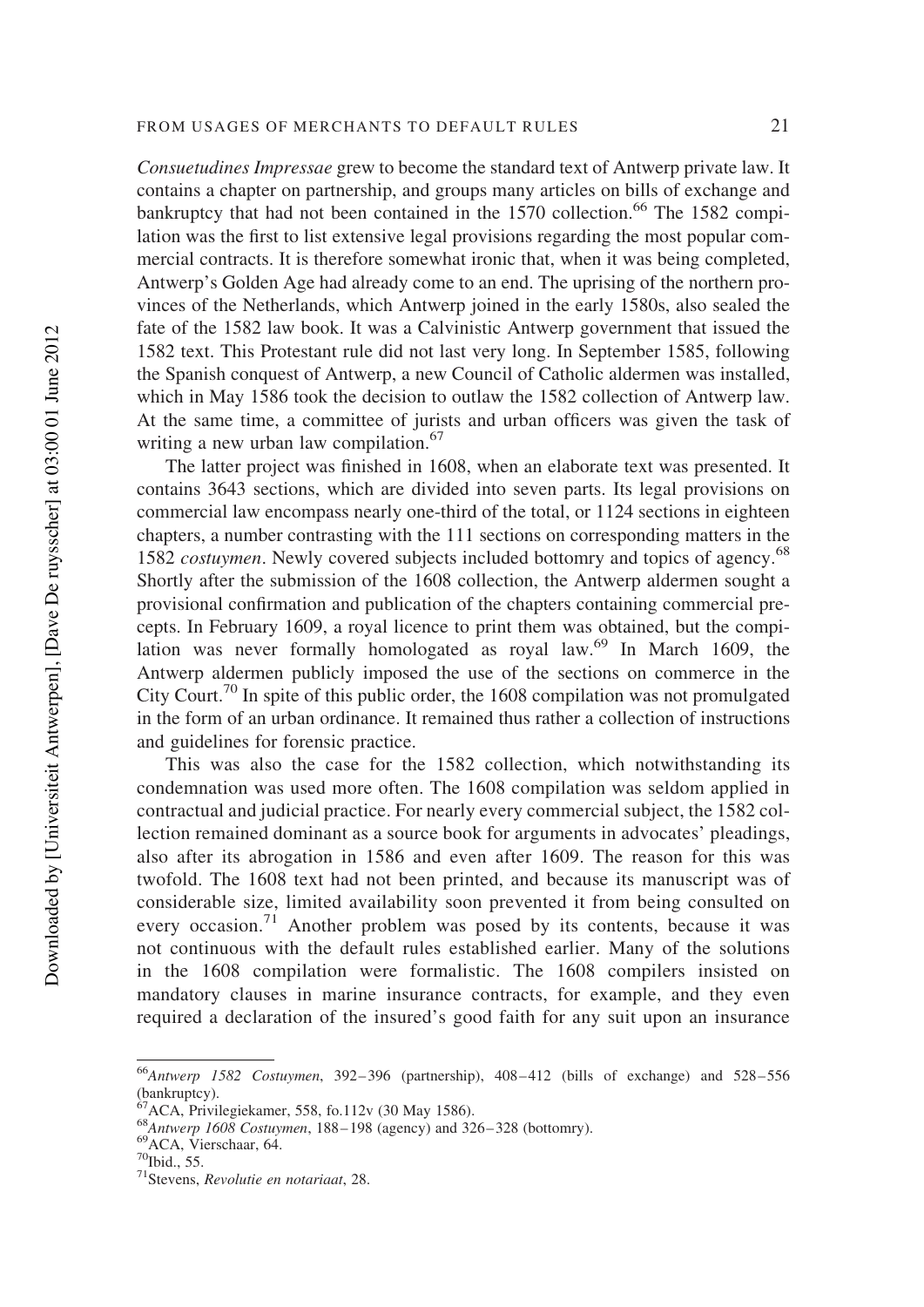*Consuetudines Impressae* grew to become the standard text of Antwerp private law. It contains a chapter on partnership, and groups many articles on bills of exchange and bankruptcy that had not been contained in the 1570 collection.[66] The 1582 compilation was the first to list extensive legal provisions regarding the most popular commercial contracts. It is therefore somewhat ironic that, when it was being completed, Antwerp's Golden Age had already come to an end. The uprising of the northern provinces of the Netherlands, which Antwerp joined in the early 1580s, also sealed the fate of the 1582 law book. It was a Calvinistic Antwerp government that issued the 1582 text. This Protestant rule did not last very long. In September 1585, following the Spanish conquest of Antwerp, a new Council of Catholic aldermen was installed, which in May 1586 took the decision to outlaw the 1582 collection of Antwerp law. At the same time, a committee of jurists and urban officers was given the task of writing a new urban law compilation.[67]

The latter project was finished in 1608, when an elaborate text was presented. It contains 3643 sections, which are divided into seven parts. Its legal provisions on commercial law encompass nearly one-third of the total, or 1124 sections in eighteen chapters, a number contrasting with the 111 sections on corresponding matters in the 1582 *costuymen*. Newly covered subjects included bottomry and topics of agency.[68] Shortly after the submission of the 1608 collection, the Antwerp aldermen sought a provisional confirmation and publication of the chapters containing commercial precepts. In February 1609, a royal licence to print them was obtained, but the compilation was never formally homologated as royal law.[69] In March 1609, the Antwerp aldermen publicly imposed the use of the sections on commerce in the City Court.[70] In spite of this public order, the 1608 compilation was not promulgated in the form of an urban ordinance. It remained thus rather a collection of instructions and guidelines for forensic practice.

This was also the case for the 1582 collection, which notwithstanding its condemnation was used more often. The 1608 compilation was seldom applied in contractual and judicial practice. For nearly every commercial subject, the 1582 collection remained dominant as a source book for arguments in advocates' pleadings, also after its abrogation in 1586 and even after 1609. The reason for this was twofold. The 1608 text had not been printed, and because its manuscript was of considerable size, limited availability soon prevented it from being consulted on every occasion.[71] Another problem was posed by its contents, because it was not continuous with the default rules established earlier. Many of the solutions in the 1608 compilation were formalistic. The 1608 compilers insisted on mandatory clauses in marine insurance contracts, for example, and they even required a declaration of the insured's good faith for any suit upon an insurance

---

[66] *Antwerp 1582 Costuymen*, 392–396 (partnership), 408–412 (bills of exchange) and 528–556 (bankruptcy).

[67] ACA, Privilegiekamer, 558, fo.112v (30 May 1586).

[68] *Antwerp 1608 Costuymen*, 188–198 (agency) and 326–328 (bottomry).

[69] ACA, Vierschaar, 64.

[70] Ibid., 55.

[71] Stevens, *Revolutie en notariaat*, 28.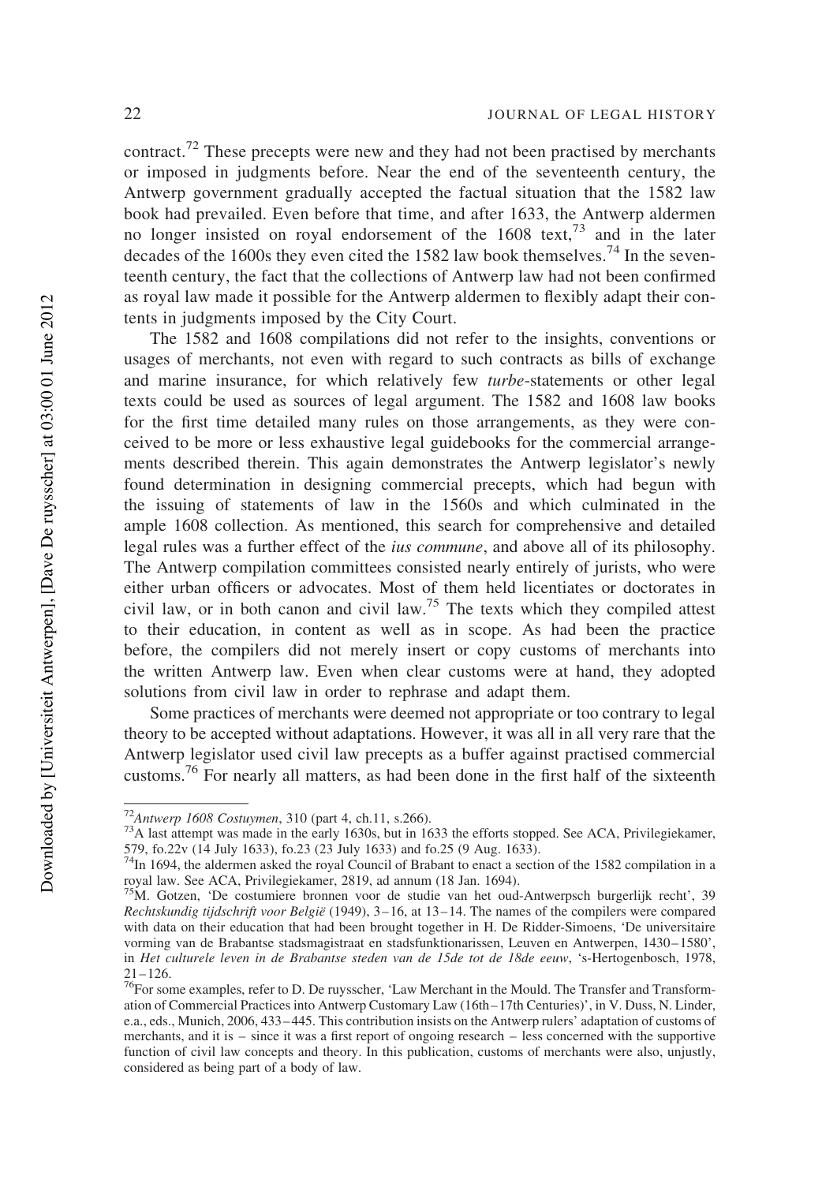contract.[72] These precepts were new and they had not been practised by merchants or imposed in judgments before. Near the end of the seventeenth century, the Antwerp government gradually accepted the factual situation that the 1582 law book had prevailed. Even before that time, and after 1633, the Antwerp aldermen no longer insisted on royal endorsement of the 1608 text,[73] and in the later decades of the 1600s they even cited the 1582 law book themselves.[74] In the seventeenth century, the fact that the collections of Antwerp law had not been confirmed as royal law made it possible for the Antwerp aldermen to flexibly adapt their contents in judgments imposed by the City Court.

The 1582 and 1608 compilations did not refer to the insights, conventions or usages of merchants, not even with regard to such contracts as bills of exchange and marine insurance, for which relatively few *turbe*-statements or other legal texts could be used as sources of legal argument. The 1582 and 1608 law books for the first time detailed many rules on those arrangements, as they were conceived to be more or less exhaustive legal guidebooks for the commercial arrangements described therein. This again demonstrates the Antwerp legislator's newly found determination in designing commercial precepts, which had begun with the issuing of statements of law in the 1560s and which culminated in the ample 1608 collection. As mentioned, this search for comprehensive and detailed legal rules was a further effect of the *ius commune*, and above all of its philosophy. The Antwerp compilation committees consisted nearly entirely of jurists, who were either urban officers or advocates. Most of them held licentiates or doctorates in civil law, or in both canon and civil law.[75] The texts which they compiled attest to their education, in content as well as in scope. As had been the practice before, the compilers did not merely insert or copy customs of merchants into the written Antwerp law. Even when clear customs were at hand, they adopted solutions from civil law in order to rephrase and adapt them.

Some practices of merchants were deemed not appropriate or too contrary to legal theory to be accepted without adaptations. However, it was all in all very rare that the Antwerp legislator used civil law precepts as a buffer against practised commercial customs.[76] For nearly all matters, as had been done in the first half of the sixteenth

---

[72] *Antwerp 1608 Costuymen*, 310 (part 4, ch.11, s.266).

[73] A last attempt was made in the early 1630s, but in 1633 the efforts stopped. See ACA, Privilegiekamer, 579, fo.22v (14 July 1633), fo.23 (23 July 1633) and fo.25 (9 Aug. 1633).

[74] In 1694, the aldermen asked the royal Council of Brabant to enact a section of the 1582 compilation in a royal law. See ACA, Privilegiekamer, 2819, ad annum (18 Jan. 1694).

[75] M. Gotzen, 'De costumiere bronnen voor de studie van het oud-Antwerpsch burgerlijk recht', 39 *Rechtskundig tijdschrift voor België* (1949), 3–16, at 13–14. The names of the compilers were compared with data on their education that had been brought together in H. De Ridder-Simoens, 'De universitaire vorming van de Brabantse stadsmagistraat en stadsfunktionarissen, Leuven en Antwerpen, 1430–1580', in *Het culturele leven in de Brabantse steden van de 15de tot de 18de eeuw*, 's-Hertogenbosch, 1978, 21–126.

[76] For some examples, refer to D. De ruysscher, 'Law Merchant in the Mould. The Transfer and Transformation of Commercial Practices into Antwerp Customary Law (16th–17th Centuries)', in V. Duss, N. Linder, e.a., eds., Munich, 2006, 433–445. This contribution insists on the Antwerp rulers' adaptation of customs of merchants, and it is – since it was a first report of ongoing research – less concerned with the supportive function of civil law concepts and theory. In this publication, customs of merchants were also, unjustly, considered as being part of a body of law.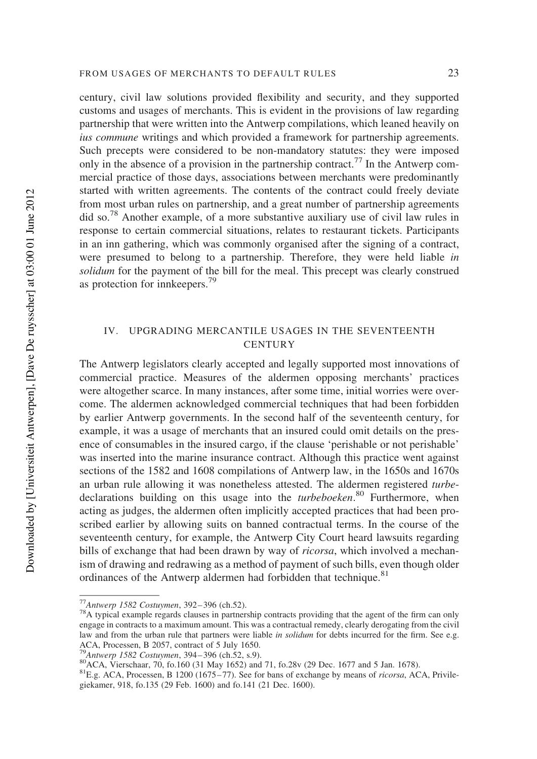century, civil law solutions provided flexibility and security, and they supported customs and usages of merchants. This is evident in the provisions of law regarding partnership that were written into the Antwerp compilations, which leaned heavily on *ius commune* writings and which provided a framework for partnership agreements. Such precepts were considered to be non-mandatory statutes: they were imposed only in the absence of a provision in the partnership contract.[77] In the Antwerp commercial practice of those days, associations between merchants were predominantly started with written agreements. The contents of the contract could freely deviate from most urban rules on partnership, and a great number of partnership agreements did so.[78] Another example, of a more substantive auxiliary use of civil law rules in response to certain commercial situations, relates to restaurant tickets. Participants in an inn gathering, which was commonly organised after the signing of a contract, were presumed to belong to a partnership. Therefore, they were held liable *in solidum* for the payment of the bill for the meal. This precept was clearly construed as protection for innkeepers.[79]

## IV. UPGRADING MERCANTILE USAGES IN THE SEVENTEENTH CENTURY

The Antwerp legislators clearly accepted and legally supported most innovations of commercial practice. Measures of the aldermen opposing merchants' practices were altogether scarce. In many instances, after some time, initial worries were overcome. The aldermen acknowledged commercial techniques that had been forbidden by earlier Antwerp governments. In the second half of the seventeenth century, for example, it was a usage of merchants that an insured could omit details on the presence of consumables in the insured cargo, if the clause 'perishable or not perishable' was inserted into the marine insurance contract. Although this practice went against sections of the 1582 and 1608 compilations of Antwerp law, in the 1650s and 1670s an urban rule allowing it was nonetheless attested. The aldermen registered *turbe*-declarations building on this usage into the *turbeboeken*.[80] Furthermore, when acting as judges, the aldermen often implicitly accepted practices that had been proscribed earlier by allowing suits on banned contractual terms. In the course of the seventeenth century, for example, the Antwerp City Court heard lawsuits regarding bills of exchange that had been drawn by way of *ricorsa*, which involved a mechanism of drawing and redrawing as a method of payment of such bills, even though older ordinances of the Antwerp aldermen had forbidden that technique.[81]

---

[77] *Antwerp 1582 Costuymen*, 392–396 (ch.52).

[78] A typical example regards clauses in partnership contracts providing that the agent of the firm can only engage in contracts to a maximum amount. This was a contractual remedy, clearly derogating from the civil law and from the urban rule that partners were liable *in solidum* for debts incurred for the firm. See e.g. ACA, Processen, B 2057, contract of 5 July 1650.

[79] *Antwerp 1582 Costuymen*, 394–396 (ch.52, s.9).

[80] ACA, Vierschaar, 70, fo.160 (31 May 1652) and 71, fo.28v (29 Dec. 1677 and 5 Jan. 1678).

[81] E.g. ACA, Processen, B 1200 (1675–77). See for bans of exchange by means of *ricorsa*, ACA, Privilegiekamer, 918, fo.135 (29 Feb. 1600) and fo.141 (21 Dec. 1600).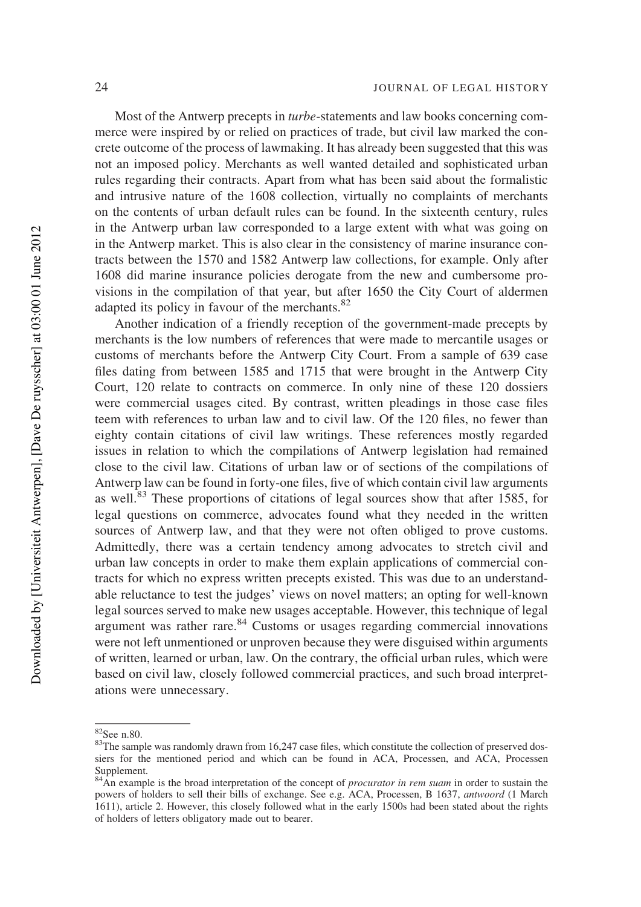Most of the Antwerp precepts in *turbe*-statements and law books concerning commerce were inspired by or relied on practices of trade, but civil law marked the concrete outcome of the process of lawmaking. It has already been suggested that this was not an imposed policy. Merchants as well wanted detailed and sophisticated urban rules regarding their contracts. Apart from what has been said about the formalistic and intrusive nature of the 1608 collection, virtually no complaints of merchants on the contents of urban default rules can be found. In the sixteenth century, rules in the Antwerp urban law corresponded to a large extent with what was going on in the Antwerp market. This is also clear in the consistency of marine insurance contracts between the 1570 and 1582 Antwerp law collections, for example. Only after 1608 did marine insurance policies derogate from the new and cumbersome provisions in the compilation of that year, but after 1650 the City Court of aldermen adapted its policy in favour of the merchants.[82]

Another indication of a friendly reception of the government-made precepts by merchants is the low numbers of references that were made to mercantile usages or customs of merchants before the Antwerp City Court. From a sample of 639 case files dating from between 1585 and 1715 that were brought in the Antwerp City Court, 120 relate to contracts on commerce. In only nine of these 120 dossiers were commercial usages cited. By contrast, written pleadings in those case files teem with references to urban law and to civil law. Of the 120 files, no fewer than eighty contain citations of civil law writings. These references mostly regarded issues in relation to which the compilations of Antwerp legislation had remained close to the civil law. Citations of urban law or of sections of the compilations of Antwerp law can be found in forty-one files, five of which contain civil law arguments as well.[83] These proportions of citations of legal sources show that after 1585, for legal questions on commerce, advocates found what they needed in the written sources of Antwerp law, and that they were not often obliged to prove customs. Admittedly, there was a certain tendency among advocates to stretch civil and urban law concepts in order to make them explain applications of commercial contracts for which no express written precepts existed. This was due to an understandable reluctance to test the judges' views on novel matters; an opting for well-known legal sources served to make new usages acceptable. However, this technique of legal argument was rather rare.[84] Customs or usages regarding commercial innovations were not left unmentioned or unproven because they were disguised within arguments of written, learned or urban, law. On the contrary, the official urban rules, which were based on civil law, closely followed commercial practices, and such broad interpretations were unnecessary.

---

[82]See n.80.

[83]The sample was randomly drawn from 16,247 case files, which constitute the collection of preserved dossiers for the mentioned period and which can be found in ACA, Processen, and ACA, Processen Supplement.

[84]An example is the broad interpretation of the concept of *procurator in rem suam* in order to sustain the powers of holders to sell their bills of exchange. See e.g. ACA, Processen, B 1637, *antwoord* (1 March 1611), article 2. However, this closely followed what in the early 1500s had been stated about the rights of holders of letters obligatory made out to bearer.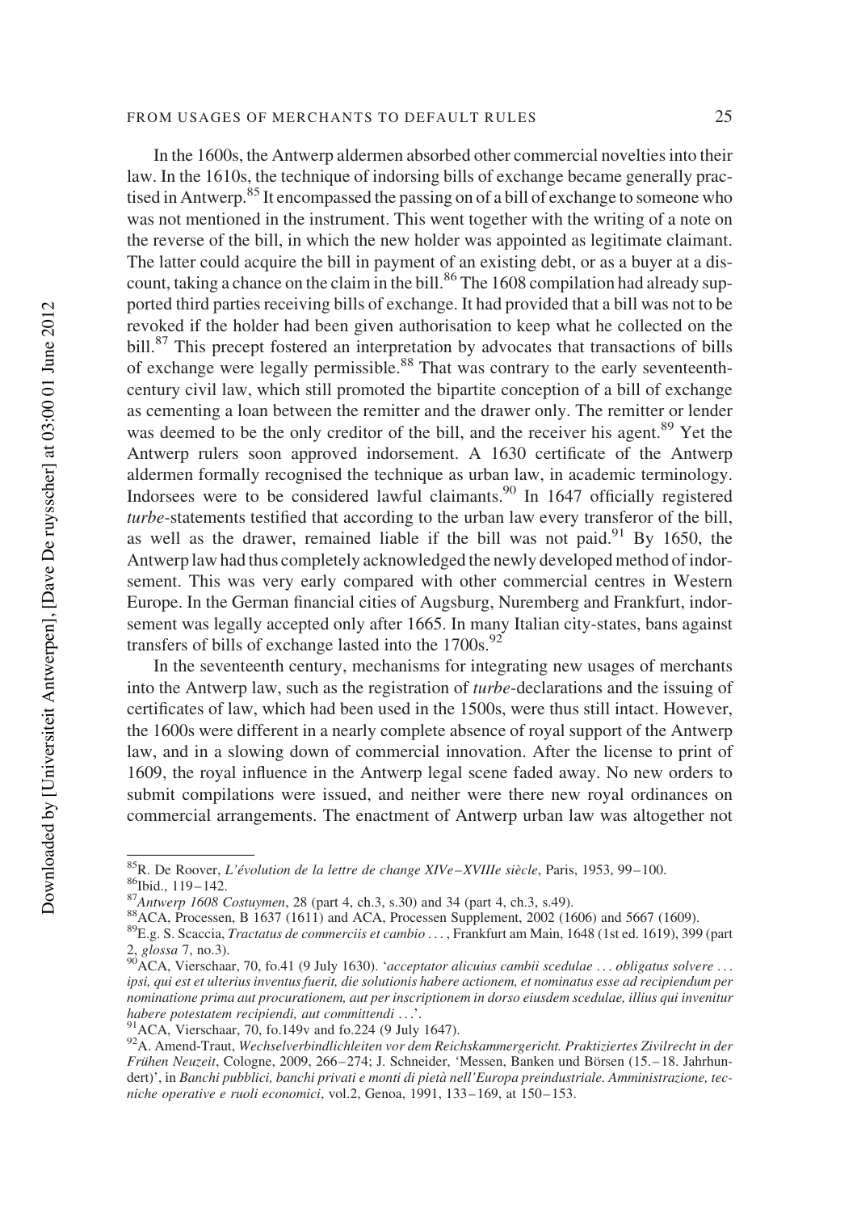In the 1600s, the Antwerp aldermen absorbed other commercial novelties into their law. In the 1610s, the technique of indorsing bills of exchange became generally practised in Antwerp.[85] It encompassed the passing on of a bill of exchange to someone who was not mentioned in the instrument. This went together with the writing of a note on the reverse of the bill, in which the new holder was appointed as legitimate claimant. The latter could acquire the bill in payment of an existing debt, or as a buyer at a discount, taking a chance on the claim in the bill.[86] The 1608 compilation had already supported third parties receiving bills of exchange. It had provided that a bill was not to be revoked if the holder had been given authorisation to keep what he collected on the bill.[87] This precept fostered an interpretation by advocates that transactions of bills of exchange were legally permissible.[88] That was contrary to the early seventeenth-century civil law, which still promoted the bipartite conception of a bill of exchange as cementing a loan between the remitter and the drawer only. The remitter or lender was deemed to be the only creditor of the bill, and the receiver his agent.[89] Yet the Antwerp rulers soon approved indorsement. A 1630 certificate of the Antwerp aldermen formally recognised the technique as urban law, in academic terminology. Indorsees were to be considered lawful claimants.[90] In 1647 officially registered *turbe*-statements testified that according to the urban law every transferor of the bill, as well as the drawer, remained liable if the bill was not paid.[91] By 1650, the Antwerp law had thus completely acknowledged the newly developed method of indorsement. This was very early compared with other commercial centres in Western Europe. In the German financial cities of Augsburg, Nuremberg and Frankfurt, indorsement was legally accepted only after 1665. In many Italian city-states, bans against transfers of bills of exchange lasted into the 1700s.[92]

In the seventeenth century, mechanisms for integrating new usages of merchants into the Antwerp law, such as the registration of *turbe*-declarations and the issuing of certificates of law, which had been used in the 1500s, were thus still intact. However, the 1600s were different in a nearly complete absence of royal support of the Antwerp law, and in a slowing down of commercial innovation. After the license to print of 1609, the royal influence in the Antwerp legal scene faded away. No new orders to submit compilations were issued, and neither were there new royal ordinances on commercial arrangements. The enactment of Antwerp urban law was altogether not

---

[85] R. De Roover, *L'évolution de la lettre de change XIVe–XVIIIe siècle*, Paris, 1953, 99–100.

[86] Ibid., 119–142.

[87] *Antwerp 1608 Costuymen*, 28 (part 4, ch.3, s.30) and 34 (part 4, ch.3, s.49).

[88] ACA, Processen, B 1637 (1611) and ACA, Processen Supplement, 2002 (1606) and 5667 (1609).

[89] E.g. S. Scaccia, *Tractatus de commerciis et cambio …*, Frankfurt am Main, 1648 (1st ed. 1619), 399 (part 2, *glossa* 7, no.3).

[90] ACA, Vierschaar, 70, fo.41 (9 July 1630). '*acceptator alicuius cambii scedulae … obligatus solvere … ipsi, qui est et ulterius inventus fuerit, die solutionis habere actionem, et nominatus esse ad recipiendum per nominatione prima aut procurationem, aut per inscriptionem in dorso eiusdem scedulae, illius qui invenitur habere potestatem recipiendi, aut committendi …*'.

[91] ACA, Vierschaar, 70, fo.149v and fo.224 (9 July 1647).

[92] A. Amend-Traut, *Wechselverbindlichleiten vor dem Reichskammergericht. Praktiziertes Zivilrecht in der Frühen Neuzeit*, Cologne, 2009, 266–274; J. Schneider, 'Messen, Banken und Börsen (15.–18. Jahrhundert)', in *Banchi pubblici, banchi privati e monti di pietà nell'Europa preindustriale. Amministrazione, tecniche operative e ruoli economici*, vol.2, Genoa, 1991, 133–169, at 150–153.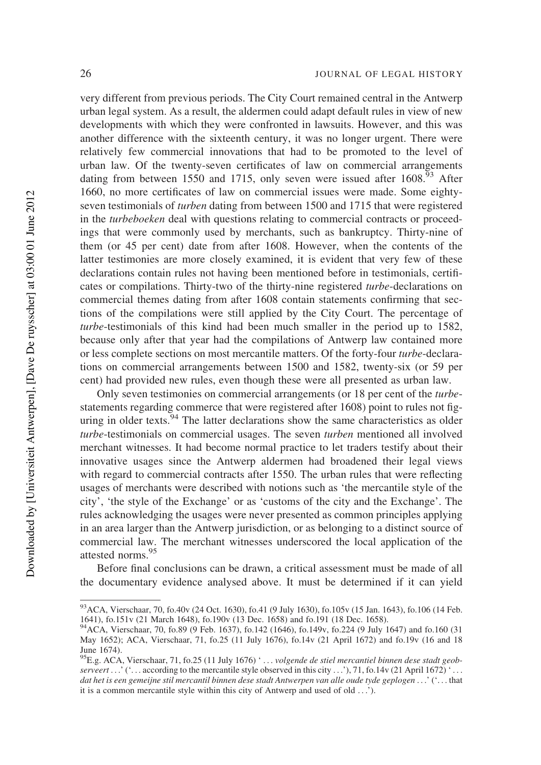very different from previous periods. The City Court remained central in the Antwerp urban legal system. As a result, the aldermen could adapt default rules in view of new developments with which they were confronted in lawsuits. However, and this was another difference with the sixteenth century, it was no longer urgent. There were relatively few commercial innovations that had to be promoted to the level of urban law. Of the twenty-seven certificates of law on commercial arrangements dating from between 1550 and 1715, only seven were issued after 1608.[93] After 1660, no more certificates of law on commercial issues were made. Some eighty-seven testimonials of *turben* dating from between 1500 and 1715 that were registered in the *turbeboeken* deal with questions relating to commercial contracts or proceedings that were commonly used by merchants, such as bankruptcy. Thirty-nine of them (or 45 per cent) date from after 1608. However, when the contents of the latter testimonies are more closely examined, it is evident that very few of these declarations contain rules not having been mentioned before in testimonials, certificates or compilations. Thirty-two of the thirty-nine registered *turbe*-declarations on commercial themes dating from after 1608 contain statements confirming that sections of the compilations were still applied by the City Court. The percentage of *turbe*-testimonials of this kind had been much smaller in the period up to 1582, because only after that year had the compilations of Antwerp law contained more or less complete sections on most mercantile matters. Of the forty-four *turbe*-declarations on commercial arrangements between 1500 and 1582, twenty-six (or 59 per cent) had provided new rules, even though these were all presented as urban law.

Only seven testimonies on commercial arrangements (or 18 per cent of the *turbe*-statements regarding commerce that were registered after 1608) point to rules not figuring in older texts.[94] The latter declarations show the same characteristics as older *turbe*-testimonials on commercial usages. The seven *turben* mentioned all involved merchant witnesses. It had become normal practice to let traders testify about their innovative usages since the Antwerp aldermen had broadened their legal views with regard to commercial contracts after 1550. The urban rules that were reflecting usages of merchants were described with notions such as 'the mercantile style of the city', 'the style of the Exchange' or as 'customs of the city and the Exchange'. The rules acknowledging the usages were never presented as common principles applying in an area larger than the Antwerp jurisdiction, or as belonging to a distinct source of commercial law. The merchant witnesses underscored the local application of the attested norms.[95]

Before final conclusions can be drawn, a critical assessment must be made of all the documentary evidence analysed above. It must be determined if it can yield

---

[93] ACA, Vierschaar, 70, fo.40v (24 Oct. 1630), fo.41 (9 July 1630), fo.105v (15 Jan. 1643), fo.106 (14 Feb. 1641), fo.151v (21 March 1648), fo.190v (13 Dec. 1658) and fo.191 (18 Dec. 1658).

[94] ACA, Vierschaar, 70, fo.89 (9 Feb. 1637), fo.142 (1646), fo.149v, fo.224 (9 July 1647) and fo.160 (31 May 1652); ACA, Vierschaar, 71, fo.25 (11 July 1676), fo.14v (21 April 1672) and fo.19v (16 and 18 June 1674).

[95] E.g. ACA, Vierschaar, 71, fo.25 (11 July 1676) ' … *volgende de stiel mercantiel binnen dese stadt geobserveert* …' ('… according to the mercantile style observed in this city …'), 71, fo.14v (21 April 1672) ' … *dat het is een gemeijne stil mercantil binnen dese stadt Antwerpen van alle oude tyde geplogen* …' ('… that it is a common mercantile style within this city of Antwerp and used of old …').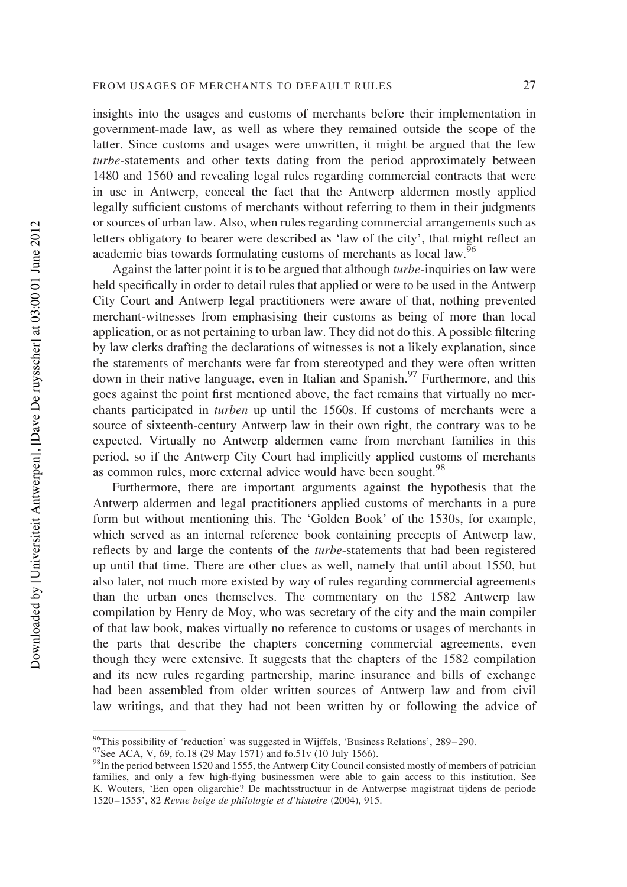insights into the usages and customs of merchants before their implementation in government-made law, as well as where they remained outside the scope of the latter. Since customs and usages were unwritten, it might be argued that the few *turbe*-statements and other texts dating from the period approximately between 1480 and 1560 and revealing legal rules regarding commercial contracts that were in use in Antwerp, conceal the fact that the Antwerp aldermen mostly applied legally sufficient customs of merchants without referring to them in their judgments or sources of urban law. Also, when rules regarding commercial arrangements such as letters obligatory to bearer were described as 'law of the city', that might reflect an academic bias towards formulating customs of merchants as local law.[96]

Against the latter point it is to be argued that although *turbe*-inquiries on law were held specifically in order to detail rules that applied or were to be used in the Antwerp City Court and Antwerp legal practitioners were aware of that, nothing prevented merchant-witnesses from emphasising their customs as being of more than local application, or as not pertaining to urban law. They did not do this. A possible filtering by law clerks drafting the declarations of witnesses is not a likely explanation, since the statements of merchants were far from stereotyped and they were often written down in their native language, even in Italian and Spanish.[97] Furthermore, and this goes against the point first mentioned above, the fact remains that virtually no merchants participated in *turben* up until the 1560s. If customs of merchants were a source of sixteenth-century Antwerp law in their own right, the contrary was to be expected. Virtually no Antwerp aldermen came from merchant families in this period, so if the Antwerp City Court had implicitly applied customs of merchants as common rules, more external advice would have been sought.[98]

Furthermore, there are important arguments against the hypothesis that the Antwerp aldermen and legal practitioners applied customs of merchants in a pure form but without mentioning this. The 'Golden Book' of the 1530s, for example, which served as an internal reference book containing precepts of Antwerp law, reflects by and large the contents of the *turbe*-statements that had been registered up until that time. There are other clues as well, namely that until about 1550, but also later, not much more existed by way of rules regarding commercial agreements than the urban ones themselves. The commentary on the 1582 Antwerp law compilation by Henry de Moy, who was secretary of the city and the main compiler of that law book, makes virtually no reference to customs or usages of merchants in the parts that describe the chapters concerning commercial agreements, even though they were extensive. It suggests that the chapters of the 1582 compilation and its new rules regarding partnership, marine insurance and bills of exchange had been assembled from older written sources of Antwerp law and from civil law writings, and that they had not been written by or following the advice of

---

[96]This possibility of 'reduction' was suggested in Wijffels, 'Business Relations', 289–290.

[97]See ACA, V, 69, fo.18 (29 May 1571) and fo.51v (10 July 1566).

[98]In the period between 1520 and 1555, the Antwerp City Council consisted mostly of members of patrician families, and only a few high-flying businessmen were able to gain access to this institution. See K. Wouters, 'Een open oligarchie? De machtsstructuur in de Antwerpse magistraat tijdens de periode 1520–1555', 82 *Revue belge de philologie et d'histoire* (2004), 915.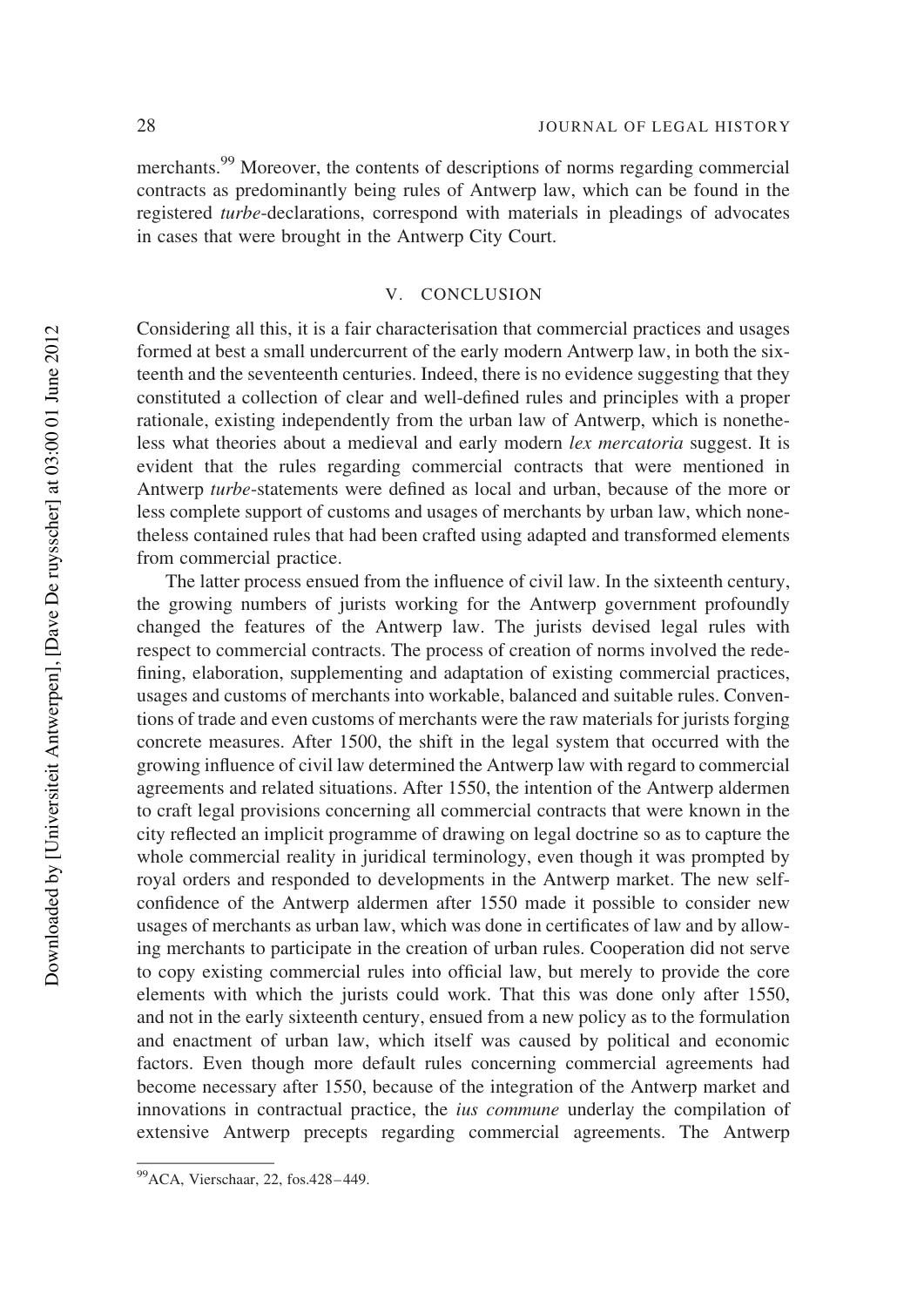merchants.[99] Moreover, the contents of descriptions of norms regarding commercial contracts as predominantly being rules of Antwerp law, which can be found in the registered *turbe*-declarations, correspond with materials in pleadings of advocates in cases that were brought in the Antwerp City Court.

## V. CONCLUSION

Considering all this, it is a fair characterisation that commercial practices and usages formed at best a small undercurrent of the early modern Antwerp law, in both the sixteenth and the seventeenth centuries. Indeed, there is no evidence suggesting that they constituted a collection of clear and well-defined rules and principles with a proper rationale, existing independently from the urban law of Antwerp, which is nonetheless what theories about a medieval and early modern *lex mercatoria* suggest. It is evident that the rules regarding commercial contracts that were mentioned in Antwerp *turbe*-statements were defined as local and urban, because of the more or less complete support of customs and usages of merchants by urban law, which nonetheless contained rules that had been crafted using adapted and transformed elements from commercial practice.

The latter process ensued from the influence of civil law. In the sixteenth century, the growing numbers of jurists working for the Antwerp government profoundly changed the features of the Antwerp law. The jurists devised legal rules with respect to commercial contracts. The process of creation of norms involved the redefining, elaboration, supplementing and adaptation of existing commercial practices, usages and customs of merchants into workable, balanced and suitable rules. Conventions of trade and even customs of merchants were the raw materials for jurists forging concrete measures. After 1500, the shift in the legal system that occurred with the growing influence of civil law determined the Antwerp law with regard to commercial agreements and related situations. After 1550, the intention of the Antwerp aldermen to craft legal provisions concerning all commercial contracts that were known in the city reflected an implicit programme of drawing on legal doctrine so as to capture the whole commercial reality in juridical terminology, even though it was prompted by royal orders and responded to developments in the Antwerp market. The new self-confidence of the Antwerp aldermen after 1550 made it possible to consider new usages of merchants as urban law, which was done in certificates of law and by allowing merchants to participate in the creation of urban rules. Cooperation did not serve to copy existing commercial rules into official law, but merely to provide the core elements with which the jurists could work. That this was done only after 1550, and not in the early sixteenth century, ensued from a new policy as to the formulation and enactment of urban law, which itself was caused by political and economic factors. Even though more default rules concerning commercial agreements had become necessary after 1550, because of the integration of the Antwerp market and innovations in contractual practice, the *ius commune* underlay the compilation of extensive Antwerp precepts regarding commercial agreements. The Antwerp

[99] ACA, Vierschaar, 22, fos.428–449.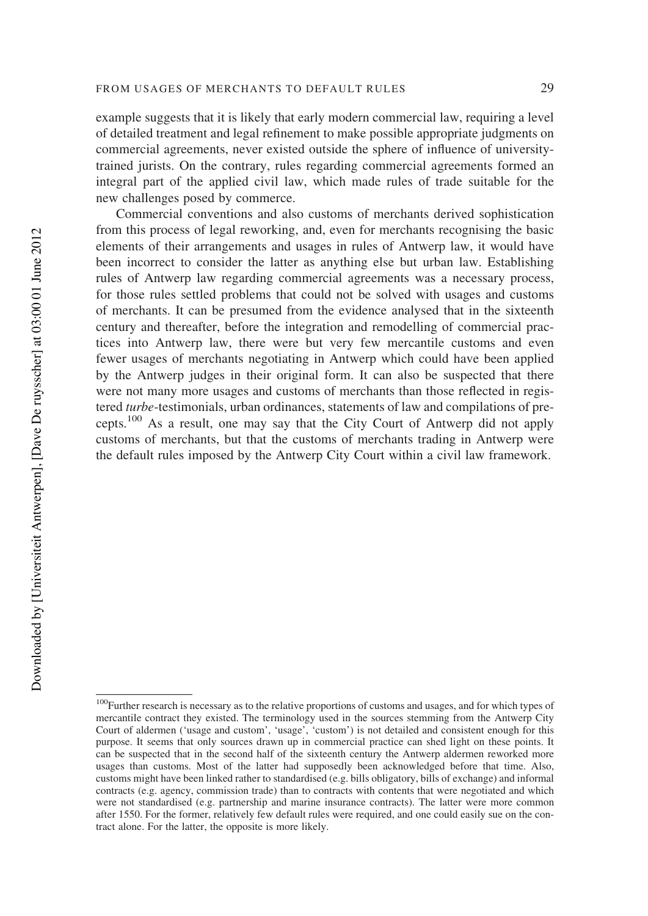example suggests that it is likely that early modern commercial law, requiring a level of detailed treatment and legal refinement to make possible appropriate judgments on commercial agreements, never existed outside the sphere of influence of university-trained jurists. On the contrary, rules regarding commercial agreements formed an integral part of the applied civil law, which made rules of trade suitable for the new challenges posed by commerce.

Commercial conventions and also customs of merchants derived sophistication from this process of legal reworking, and, even for merchants recognising the basic elements of their arrangements and usages in rules of Antwerp law, it would have been incorrect to consider the latter as anything else but urban law. Establishing rules of Antwerp law regarding commercial agreements was a necessary process, for those rules settled problems that could not be solved with usages and customs of merchants. It can be presumed from the evidence analysed that in the sixteenth century and thereafter, before the integration and remodelling of commercial practices into Antwerp law, there were but very few mercantile customs and even fewer usages of merchants negotiating in Antwerp which could have been applied by the Antwerp judges in their original form. It can also be suspected that there were not many more usages and customs of merchants than those reflected in registered *turbe*-testimonials, urban ordinances, statements of law and compilations of precepts.[100] As a result, one may say that the City Court of Antwerp did not apply customs of merchants, but that the customs of merchants trading in Antwerp were the default rules imposed by the Antwerp City Court within a civil law framework.

[100] Further research is necessary as to the relative proportions of customs and usages, and for which types of mercantile contract they existed. The terminology used in the sources stemming from the Antwerp City Court of aldermen ('usage and custom', 'usage', 'custom') is not detailed and consistent enough for this purpose. It seems that only sources drawn up in commercial practice can shed light on these points. It can be suspected that in the second half of the sixteenth century the Antwerp aldermen reworked more usages than customs. Most of the latter had supposedly been acknowledged before that time. Also, customs might have been linked rather to standardised (e.g. bills obligatory, bills of exchange) and informal contracts (e.g. agency, commission trade) than to contracts with contents that were negotiated and which were not standardised (e.g. partnership and marine insurance contracts). The latter were more common after 1550. For the former, relatively few default rules were required, and one could easily sue on the contract alone. For the latter, the opposite is more likely.